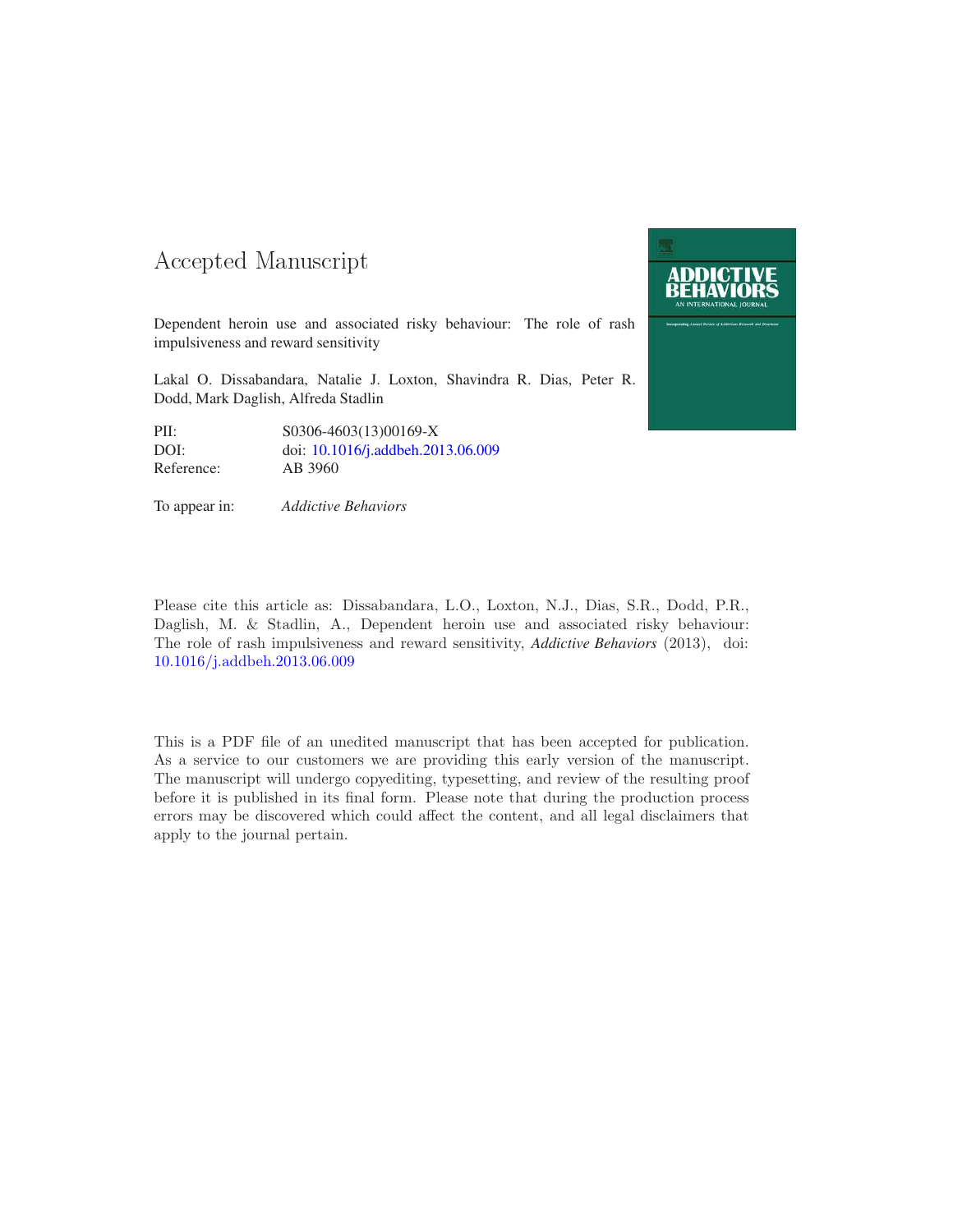# Accepted Manuscript

Dependent heroin use and associated risky behaviour: The role of rash impulsiveness and reward sensitivity

Lakal O. Dissabandara, Natalie J. Loxton, Shavindra R. Dias, Peter R. Dodd, Mark Daglish, Alfreda Stadlin

| | |
|---|---|
| PII: | S0306-4603(13)00169-X |
| DOI: | doi: 10.1016/j.addbeh.2013.06.009 |
| Reference: | AB 3960 |

To appear in: *Addictive Behaviors*

Please cite this article as: Dissabandara, L.O., Loxton, N.J., Dias, S.R., Dodd, P.R., Daglish, M. & Stadlin, A., Dependent heroin use and associated risky behaviour: The role of rash impulsiveness and reward sensitivity, *Addictive Behaviors* (2013), doi: 10.1016/j.addbeh.2013.06.009

This is a PDF file of an unedited manuscript that has been accepted for publication. As a service to our customers we are providing this early version of the manuscript. The manuscript will undergo copyediting, typesetting, and review of the resulting proof before it is published in its final form. Please note that during the production process errors may be discovered which could affect the content, and all legal disclaimers that apply to the journal pertain.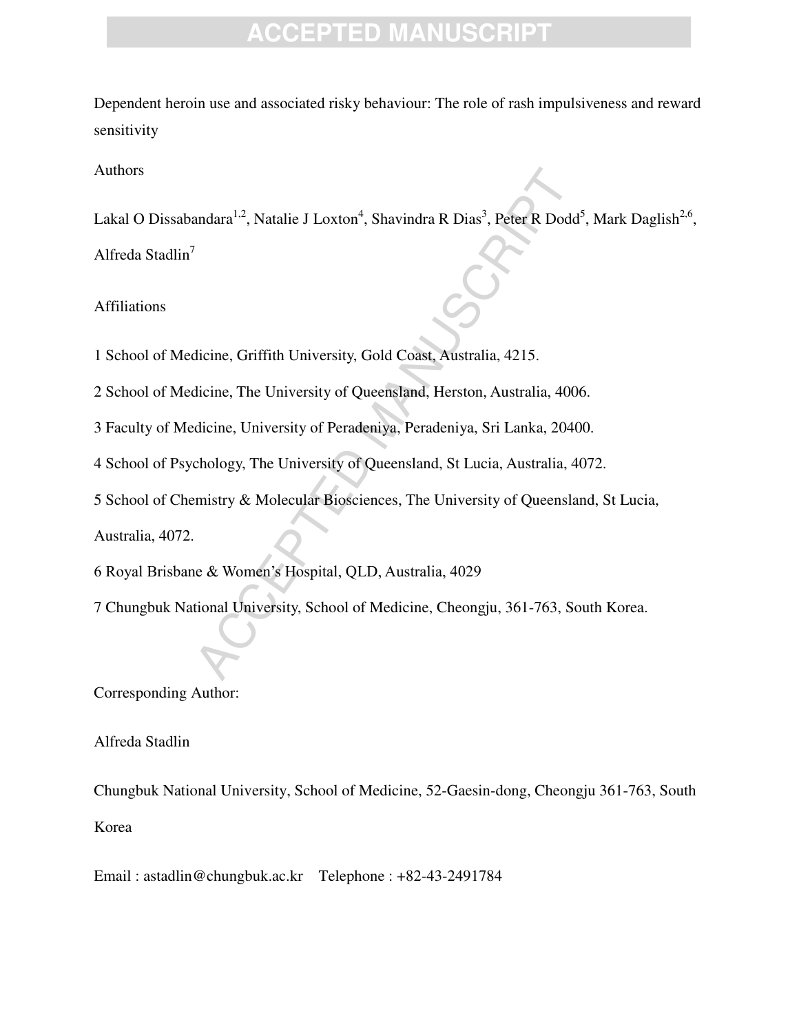Dependent heroin use and associated risky behaviour: The role of rash impulsiveness and reward sensitivity

Authors

Lakal O Dissabandara[1,2], Natalie J Loxton[4], Shavindra R Dias[3], Peter R Dodd[5], Mark Daglish[2,6], Alfreda Stadlin[7]

Affiliations

1 School of Medicine, Griffith University, Gold Coast, Australia, 4215.

2 School of Medicine, The University of Queensland, Herston, Australia, 4006.

3 Faculty of Medicine, University of Peradeniya, Peradeniya, Sri Lanka, 20400.

4 School of Psychology, The University of Queensland, St Lucia, Australia, 4072.

5 School of Chemistry & Molecular Biosciences, The University of Queensland, St Lucia, Australia, 4072.

6 Royal Brisbane & Women's Hospital, QLD, Australia, 4029

7 Chungbuk National University, School of Medicine, Cheongju, 361-763, South Korea.

Corresponding Author:

Alfreda Stadlin

Chungbuk National University, School of Medicine, 52-Gaesin-dong, Cheongju 361-763, South Korea

Email : astadlin@chungbuk.ac.kr Telephone : +82-43-2491784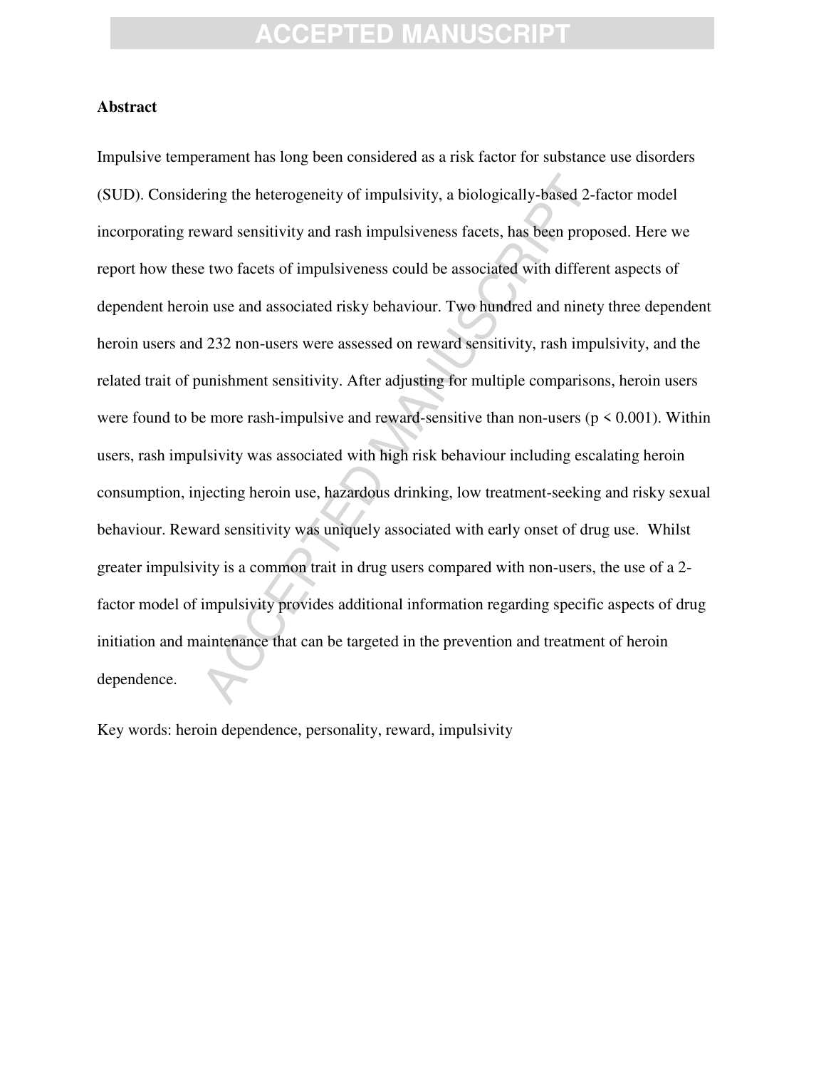**Abstract**

Impulsive temperament has long been considered as a risk factor for substance use disorders (SUD). Considering the heterogeneity of impulsivity, a biologically-based 2-factor model incorporating reward sensitivity and rash impulsiveness facets, has been proposed. Here we report how these two facets of impulsiveness could be associated with different aspects of dependent heroin use and associated risky behaviour. Two hundred and ninety three dependent heroin users and 232 non-users were assessed on reward sensitivity, rash impulsivity, and the related trait of punishment sensitivity. After adjusting for multiple comparisons, heroin users were found to be more rash-impulsive and reward-sensitive than non-users ($p < 0.001$). Within users, rash impulsivity was associated with high risk behaviour including escalating heroin consumption, injecting heroin use, hazardous drinking, low treatment-seeking and risky sexual behaviour. Reward sensitivity was uniquely associated with early onset of drug use. Whilst greater impulsivity is a common trait in drug users compared with non-users, the use of a 2-factor model of impulsivity provides additional information regarding specific aspects of drug initiation and maintenance that can be targeted in the prevention and treatment of heroin dependence.

Key words: heroin dependence, personality, reward, impulsivity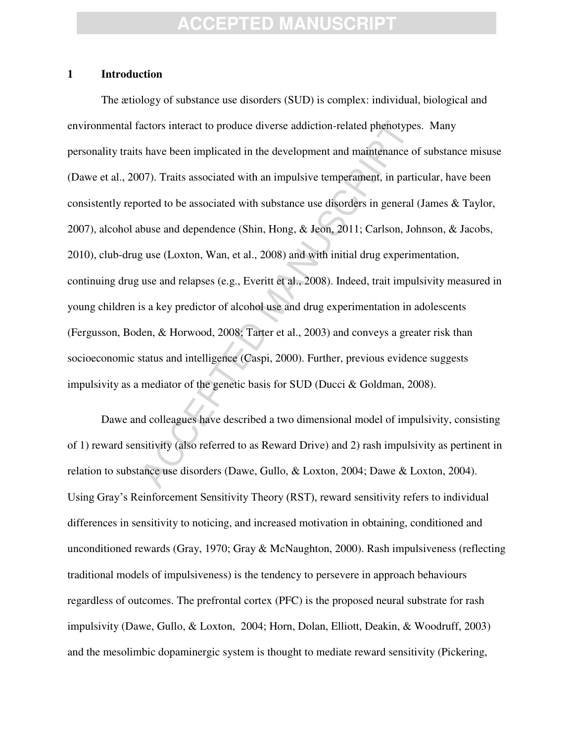# 1 Introduction

The ætiology of substance use disorders (SUD) is complex: individual, biological and environmental factors interact to produce diverse addiction-related phenotypes. Many personality traits have been implicated in the development and maintenance of substance misuse (Dawe et al., 2007). Traits associated with an impulsive temperament, in particular, have been consistently reported to be associated with substance use disorders in general (James & Taylor, 2007), alcohol abuse and dependence (Shin, Hong, & Jeon, 2011; Carlson, Johnson, & Jacobs, 2010), club-drug use (Loxton, Wan, et al., 2008) and with initial drug experimentation, continuing drug use and relapses (e.g., Everitt et al., 2008). Indeed, trait impulsivity measured in young children is a key predictor of alcohol use and drug experimentation in adolescents (Fergusson, Boden, & Horwood, 2008; Tarter et al., 2003) and conveys a greater risk than socioeconomic status and intelligence (Caspi, 2000). Further, previous evidence suggests impulsivity as a mediator of the genetic basis for SUD (Ducci & Goldman, 2008).

Dawe and colleagues have described a two dimensional model of impulsivity, consisting of 1) reward sensitivity (also referred to as Reward Drive) and 2) rash impulsivity as pertinent in relation to substance use disorders (Dawe, Gullo, & Loxton, 2004; Dawe & Loxton, 2004). Using Gray's Reinforcement Sensitivity Theory (RST), reward sensitivity refers to individual differences in sensitivity to noticing, and increased motivation in obtaining, conditioned and unconditioned rewards (Gray, 1970; Gray & McNaughton, 2000). Rash impulsiveness (reflecting traditional models of impulsiveness) is the tendency to persevere in approach behaviours regardless of outcomes. The prefrontal cortex (PFC) is the proposed neural substrate for rash impulsivity (Dawe, Gullo, & Loxton, 2004; Horn, Dolan, Elliott, Deakin, & Woodruff, 2003) and the mesolimbic dopaminergic system is thought to mediate reward sensitivity (Pickering,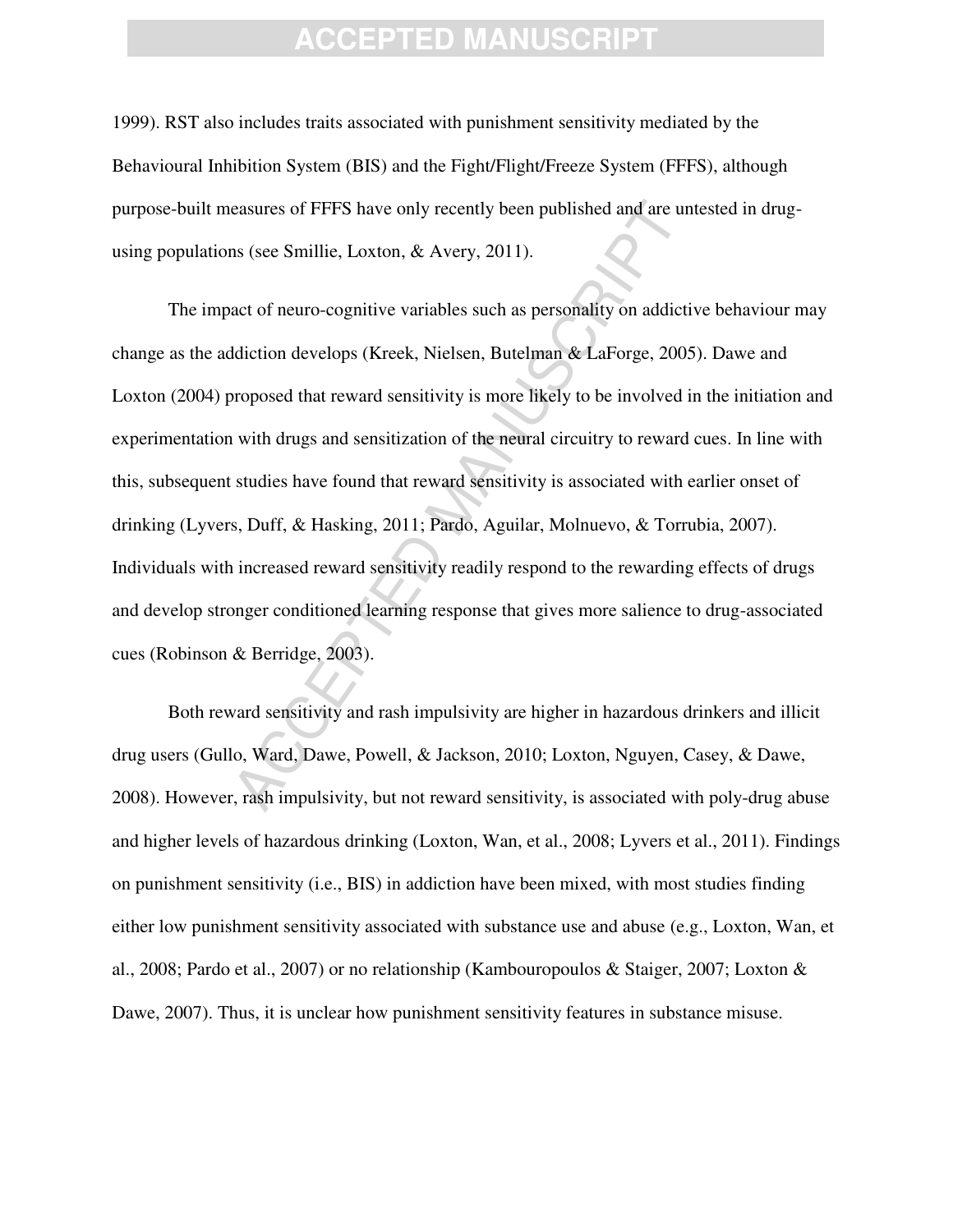1999). RST also includes traits associated with punishment sensitivity mediated by the Behavioural Inhibition System (BIS) and the Fight/Flight/Freeze System (FFFS), although purpose-built measures of FFFS have only recently been published and are untested in drug-using populations (see Smillie, Loxton, & Avery, 2011).

The impact of neuro-cognitive variables such as personality on addictive behaviour may change as the addiction develops (Kreek, Nielsen, Butelman & LaForge, 2005). Dawe and Loxton (2004) proposed that reward sensitivity is more likely to be involved in the initiation and experimentation with drugs and sensitization of the neural circuitry to reward cues. In line with this, subsequent studies have found that reward sensitivity is associated with earlier onset of drinking (Lyvers, Duff, & Hasking, 2011; Pardo, Aguilar, Molnuevo, & Torrubia, 2007). Individuals with increased reward sensitivity readily respond to the rewarding effects of drugs and develop stronger conditioned learning response that gives more salience to drug-associated cues (Robinson & Berridge, 2003).

Both reward sensitivity and rash impulsivity are higher in hazardous drinkers and illicit drug users (Gullo, Ward, Dawe, Powell, & Jackson, 2010; Loxton, Nguyen, Casey, & Dawe, 2008). However, rash impulsivity, but not reward sensitivity, is associated with poly-drug abuse and higher levels of hazardous drinking (Loxton, Wan, et al., 2008; Lyvers et al., 2011). Findings on punishment sensitivity (i.e., BIS) in addiction have been mixed, with most studies finding either low punishment sensitivity associated with substance use and abuse (e.g., Loxton, Wan, et al., 2008; Pardo et al., 2007) or no relationship (Kambouropoulos & Staiger, 2007; Loxton & Dawe, 2007). Thus, it is unclear how punishment sensitivity features in substance misuse.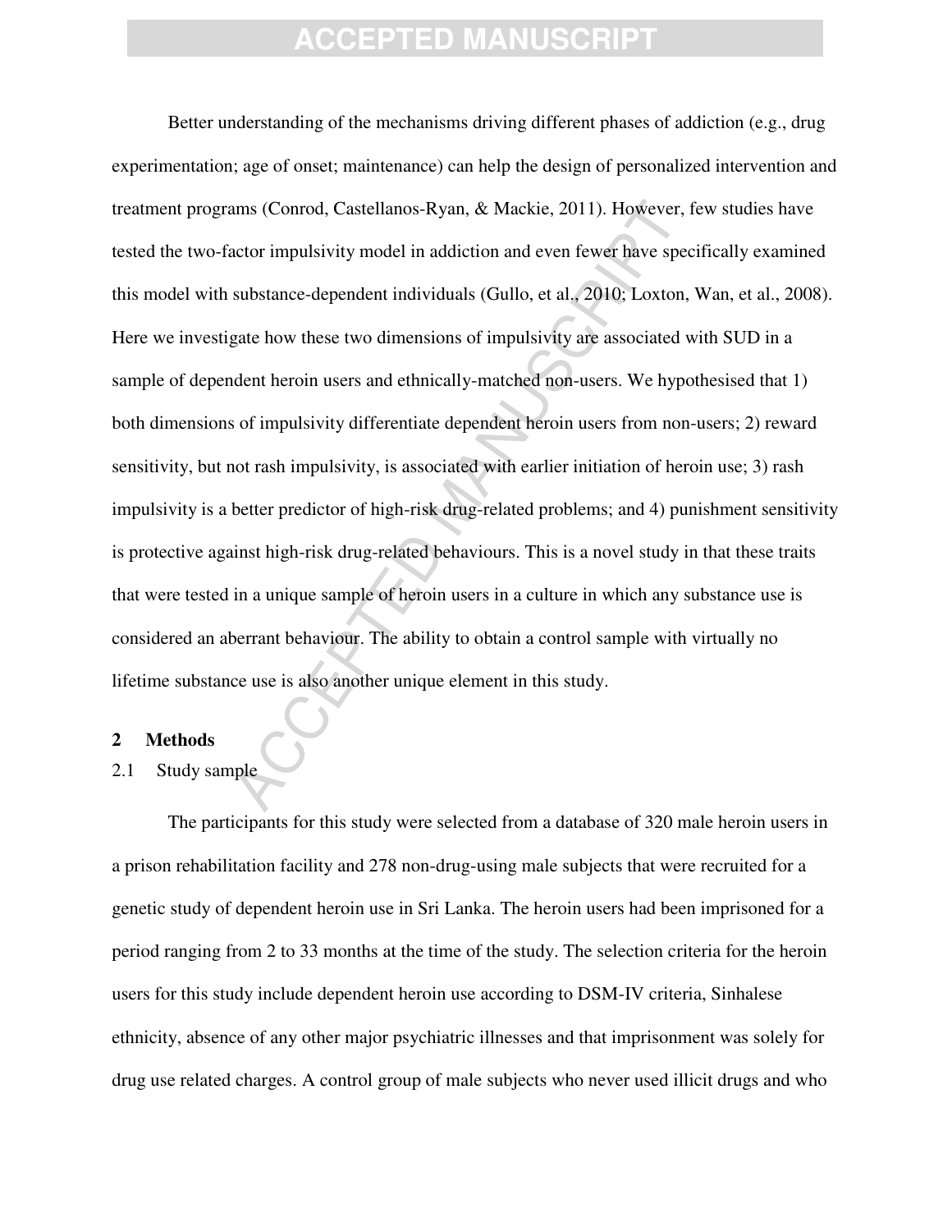Better understanding of the mechanisms driving different phases of addiction (e.g., drug experimentation; age of onset; maintenance) can help the design of personalized intervention and treatment programs (Conrod, Castellanos-Ryan, & Mackie, 2011). However, few studies have tested the two-factor impulsivity model in addiction and even fewer have specifically examined this model with substance-dependent individuals (Gullo, et al., 2010; Loxton, Wan, et al., 2008). Here we investigate how these two dimensions of impulsivity are associated with SUD in a sample of dependent heroin users and ethnically-matched non-users. We hypothesised that 1) both dimensions of impulsivity differentiate dependent heroin users from non-users; 2) reward sensitivity, but not rash impulsivity, is associated with earlier initiation of heroin use; 3) rash impulsivity is a better predictor of high-risk drug-related problems; and 4) punishment sensitivity is protective against high-risk drug-related behaviours. This is a novel study in that these traits that were tested in a unique sample of heroin users in a culture in which any substance use is considered an aberrant behaviour. The ability to obtain a control sample with virtually no lifetime substance use is also another unique element in this study.

## 2 Methods

### 2.1 Study sample

The participants for this study were selected from a database of 320 male heroin users in a prison rehabilitation facility and 278 non-drug-using male subjects that were recruited for a genetic study of dependent heroin use in Sri Lanka. The heroin users had been imprisoned for a period ranging from 2 to 33 months at the time of the study. The selection criteria for the heroin users for this study include dependent heroin use according to DSM-IV criteria, Sinhalese ethnicity, absence of any other major psychiatric illnesses and that imprisonment was solely for drug use related charges. A control group of male subjects who never used illicit drugs and who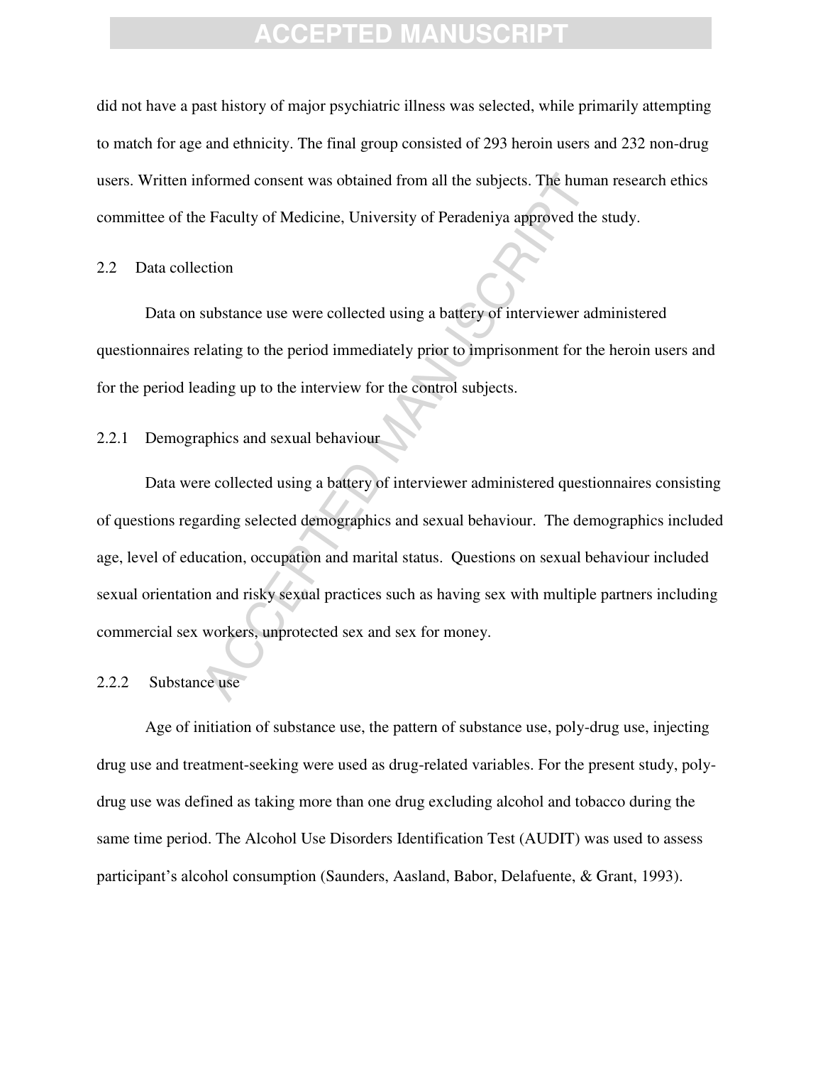did not have a past history of major psychiatric illness was selected, while primarily attempting to match for age and ethnicity. The final group consisted of 293 heroin users and 232 non-drug users. Written informed consent was obtained from all the subjects. The human research ethics committee of the Faculty of Medicine, University of Peradeniya approved the study.

### 2.2 Data collection

Data on substance use were collected using a battery of interviewer administered questionnaires relating to the period immediately prior to imprisonment for the heroin users and for the period leading up to the interview for the control subjects.

#### 2.2.1 Demographics and sexual behaviour

Data were collected using a battery of interviewer administered questionnaires consisting of questions regarding selected demographics and sexual behaviour. The demographics included age, level of education, occupation and marital status. Questions on sexual behaviour included sexual orientation and risky sexual practices such as having sex with multiple partners including commercial sex workers, unprotected sex and sex for money.

#### 2.2.2 Substance use

Age of initiation of substance use, the pattern of substance use, poly-drug use, injecting drug use and treatment-seeking were used as drug-related variables. For the present study, poly-drug use was defined as taking more than one drug excluding alcohol and tobacco during the same time period. The Alcohol Use Disorders Identification Test (AUDIT) was used to assess participant's alcohol consumption (Saunders, Aasland, Babor, Delafuente, & Grant, 1993).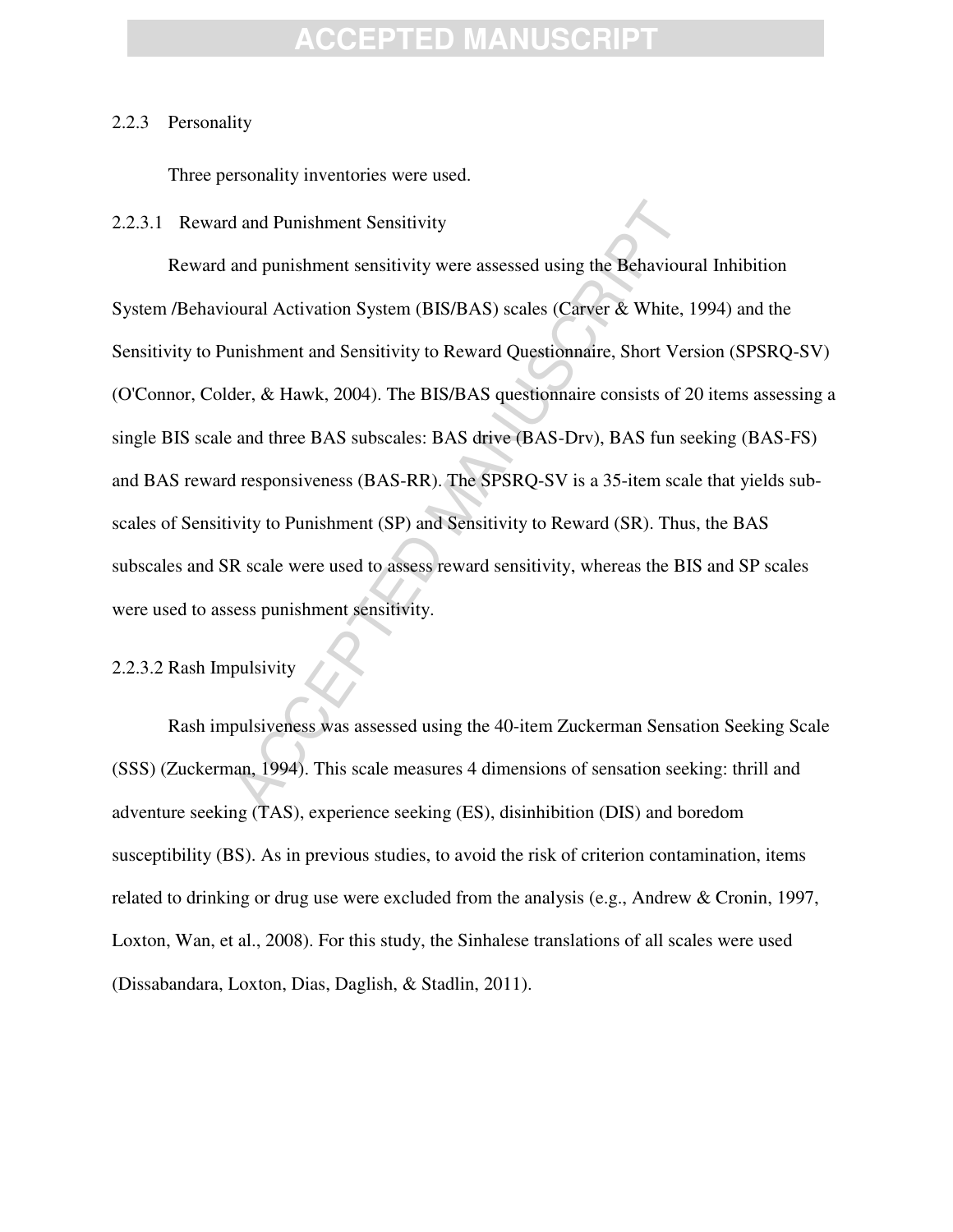### 2.2.3 Personality

Three personality inventories were used.

#### 2.2.3.1 Reward and Punishment Sensitivity

Reward and punishment sensitivity were assessed using the Behavioural Inhibition System /Behavioural Activation System (BIS/BAS) scales (Carver & White, 1994) and the Sensitivity to Punishment and Sensitivity to Reward Questionnaire, Short Version (SPSRQ-SV) (O'Connor, Colder, & Hawk, 2004). The BIS/BAS questionnaire consists of 20 items assessing a single BIS scale and three BAS subscales: BAS drive (BAS-Drv), BAS fun seeking (BAS-FS) and BAS reward responsiveness (BAS-RR). The SPSRQ-SV is a 35-item scale that yields sub-scales of Sensitivity to Punishment (SP) and Sensitivity to Reward (SR). Thus, the BAS subscales and SR scale were used to assess reward sensitivity, whereas the BIS and SP scales were used to assess punishment sensitivity.

#### 2.2.3.2 Rash Impulsivity

Rash impulsiveness was assessed using the 40-item Zuckerman Sensation Seeking Scale (SSS) (Zuckerman, 1994). This scale measures 4 dimensions of sensation seeking: thrill and adventure seeking (TAS), experience seeking (ES), disinhibition (DIS) and boredom susceptibility (BS). As in previous studies, to avoid the risk of criterion contamination, items related to drinking or drug use were excluded from the analysis (e.g., Andrew & Cronin, 1997, Loxton, Wan, et al., 2008). For this study, the Sinhalese translations of all scales were used (Dissabandara, Loxton, Dias, Daglish, & Stadlin, 2011).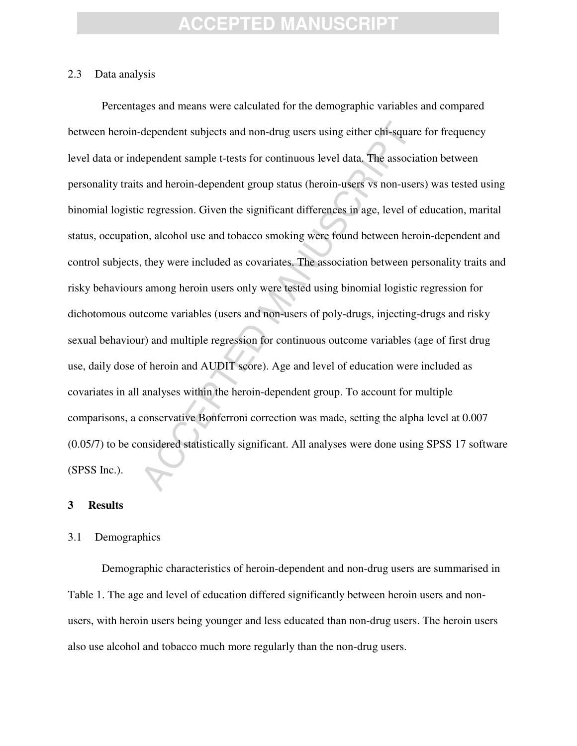### 2.3 Data analysis

Percentages and means were calculated for the demographic variables and compared between heroin-dependent subjects and non-drug users using either chi-square for frequency level data or independent sample t-tests for continuous level data. The association between personality traits and heroin-dependent group status (heroin-users vs non-users) was tested using binomial logistic regression. Given the significant differences in age, level of education, marital status, occupation, alcohol use and tobacco smoking were found between heroin-dependent and control subjects, they were included as covariates. The association between personality traits and risky behaviours among heroin users only were tested using binomial logistic regression for dichotomous outcome variables (users and non-users of poly-drugs, injecting-drugs and risky sexual behaviour) and multiple regression for continuous outcome variables (age of first drug use, daily dose of heroin and AUDIT score). Age and level of education were included as covariates in all analyses within the heroin-dependent group. To account for multiple comparisons, a conservative Bonferroni correction was made, setting the alpha level at 0.007 (0.05/7) to be considered statistically significant. All analyses were done using SPSS 17 software (SPSS Inc.).

## 3 Results

### 3.1 Demographics

Demographic characteristics of heroin-dependent and non-drug users are summarised in Table 1. The age and level of education differed significantly between heroin users and non-users, with heroin users being younger and less educated than non-drug users. The heroin users also use alcohol and tobacco much more regularly than the non-drug users.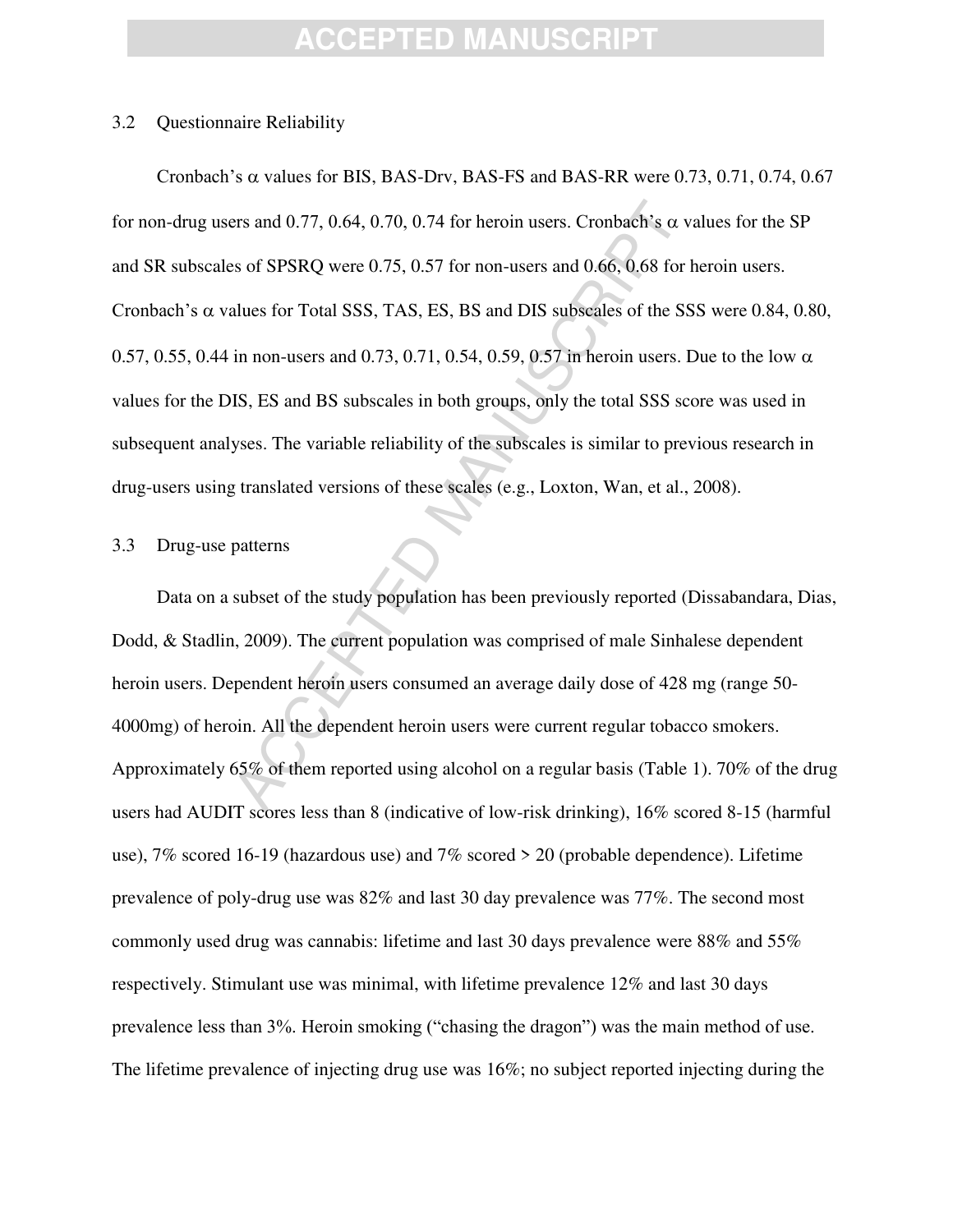### 3.2 Questionnaire Reliability

Cronbach's $\alpha$ values for BIS, BAS-Drv, BAS-FS and BAS-RR were 0.73, 0.71, 0.74, 0.67 for non-drug users and 0.77, 0.64, 0.70, 0.74 for heroin users. Cronbach's $\alpha$ values for the SP and SR subscales of SPSRQ were 0.75, 0.57 for non-users and 0.66, 0.68 for heroin users. Cronbach's $\alpha$ values for Total SSS, TAS, ES, BS and DIS subscales of the SSS were 0.84, 0.80, 0.57, 0.55, 0.44 in non-users and 0.73, 0.71, 0.54, 0.59, 0.57 in heroin users. Due to the low $\alpha$ values for the DIS, ES and BS subscales in both groups, only the total SSS score was used in subsequent analyses. The variable reliability of the subscales is similar to previous research in drug-users using translated versions of these scales (e.g., Loxton, Wan, et al., 2008).

### 3.3 Drug-use patterns

Data on a subset of the study population has been previously reported (Dissabandara, Dias, Dodd, & Stadlin, 2009). The current population was comprised of male Sinhalese dependent heroin users. Dependent heroin users consumed an average daily dose of 428 mg (range 50-4000mg) of heroin. All the dependent heroin users were current regular tobacco smokers. Approximately 65% of them reported using alcohol on a regular basis (Table 1). 70% of the drug users had AUDIT scores less than 8 (indicative of low-risk drinking), 16% scored 8-15 (harmful use), 7% scored 16-19 (hazardous use) and 7% scored > 20 (probable dependence). Lifetime prevalence of poly-drug use was 82% and last 30 day prevalence was 77%. The second most commonly used drug was cannabis: lifetime and last 30 days prevalence were 88% and 55% respectively. Stimulant use was minimal, with lifetime prevalence 12% and last 30 days prevalence less than 3%. Heroin smoking ("chasing the dragon") was the main method of use. The lifetime prevalence of injecting drug use was 16%; no subject reported injecting during the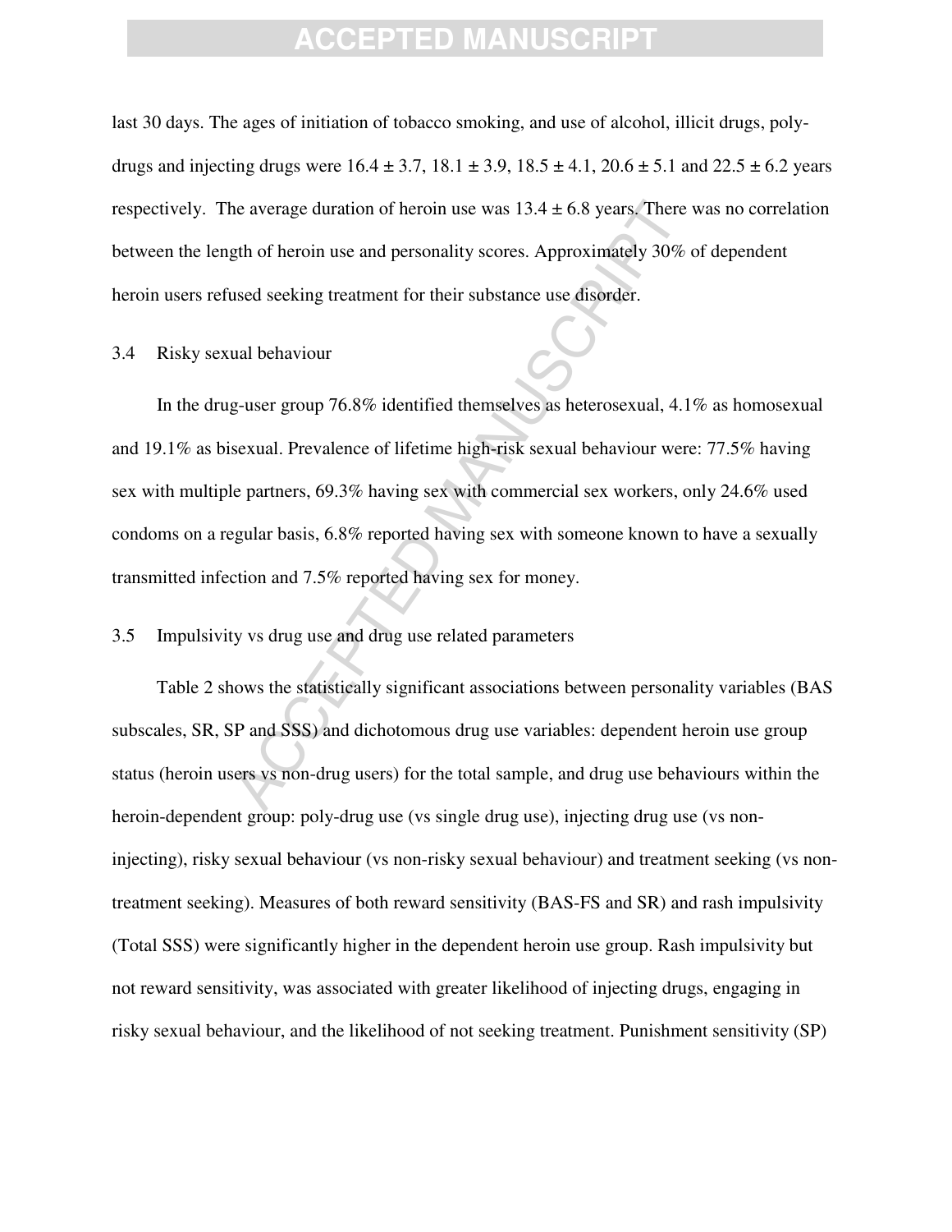last 30 days. The ages of initiation of tobacco smoking, and use of alcohol, illicit drugs, poly-drugs and injecting drugs were 16.4 ± 3.7, 18.1 ± 3.9, 18.5 ± 4.1, 20.6 ± 5.1 and 22.5 ± 6.2 years respectively. The average duration of heroin use was 13.4 ± 6.8 years. There was no correlation between the length of heroin use and personality scores. Approximately 30% of dependent heroin users refused seeking treatment for their substance use disorder.

### 3.4 Risky sexual behaviour

In the drug-user group 76.8% identified themselves as heterosexual, 4.1% as homosexual and 19.1% as bisexual. Prevalence of lifetime high-risk sexual behaviour were: 77.5% having sex with multiple partners, 69.3% having sex with commercial sex workers, only 24.6% used condoms on a regular basis, 6.8% reported having sex with someone known to have a sexually transmitted infection and 7.5% reported having sex for money.

### 3.5 Impulsivity vs drug use and drug use related parameters

Table 2 shows the statistically significant associations between personality variables (BAS subscales, SR, SP and SSS) and dichotomous drug use variables: dependent heroin use group status (heroin users vs non-drug users) for the total sample, and drug use behaviours within the heroin-dependent group: poly-drug use (vs single drug use), injecting drug use (vs non-injecting), risky sexual behaviour (vs non-risky sexual behaviour) and treatment seeking (vs non-treatment seeking). Measures of both reward sensitivity (BAS-FS and SR) and rash impulsivity (Total SSS) were significantly higher in the dependent heroin use group. Rash impulsivity but not reward sensitivity, was associated with greater likelihood of injecting drugs, engaging in risky sexual behaviour, and the likelihood of not seeking treatment. Punishment sensitivity (SP)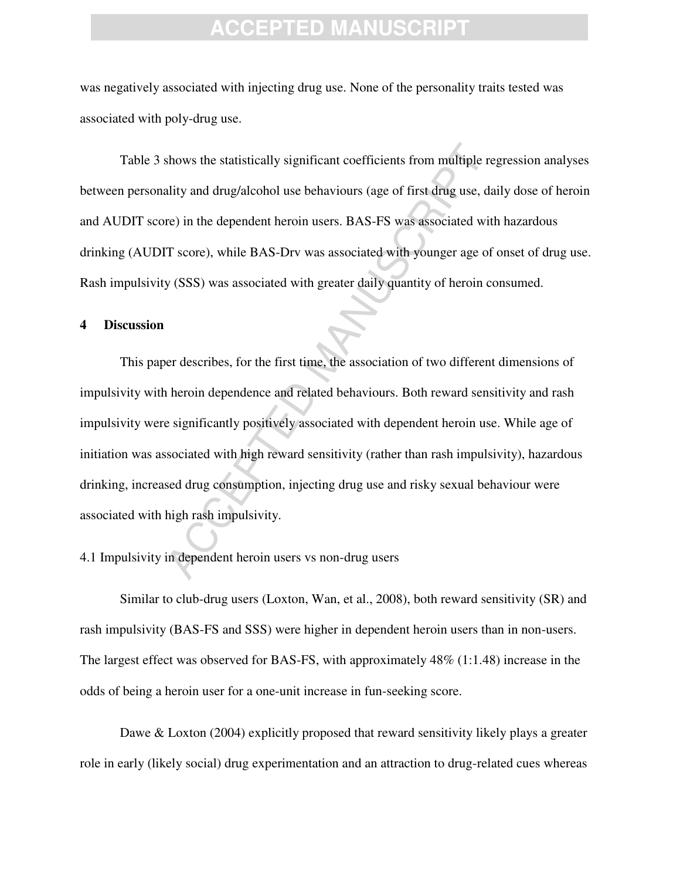was negatively associated with injecting drug use. None of the personality traits tested was associated with poly-drug use.

Table 3 shows the statistically significant coefficients from multiple regression analyses between personality and drug/alcohol use behaviours (age of first drug use, daily dose of heroin and AUDIT score) in the dependent heroin users. BAS-FS was associated with hazardous drinking (AUDIT score), while BAS-Drv was associated with younger age of onset of drug use. Rash impulsivity (SSS) was associated with greater daily quantity of heroin consumed.

## 4 Discussion

This paper describes, for the first time, the association of two different dimensions of impulsivity with heroin dependence and related behaviours. Both reward sensitivity and rash impulsivity were significantly positively associated with dependent heroin use. While age of initiation was associated with high reward sensitivity (rather than rash impulsivity), hazardous drinking, increased drug consumption, injecting drug use and risky sexual behaviour were associated with high rash impulsivity.

### 4.1 Impulsivity in dependent heroin users vs non-drug users

Similar to club-drug users (Loxton, Wan, et al., 2008), both reward sensitivity (SR) and rash impulsivity (BAS-FS and SSS) were higher in dependent heroin users than in non-users. The largest effect was observed for BAS-FS, with approximately 48% (1:1.48) increase in the odds of being a heroin user for a one-unit increase in fun-seeking score.

Dawe & Loxton (2004) explicitly proposed that reward sensitivity likely plays a greater role in early (likely social) drug experimentation and an attraction to drug-related cues whereas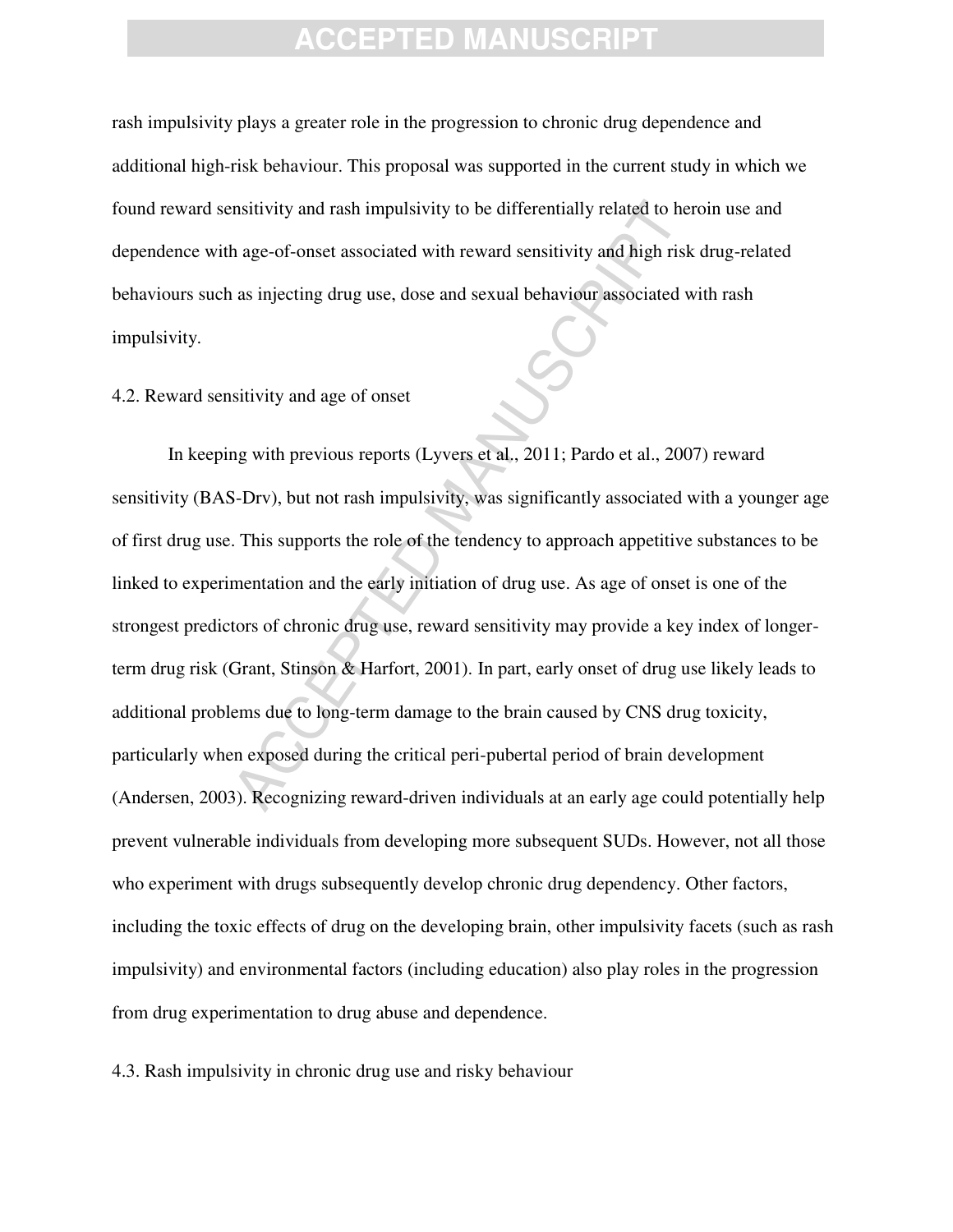rash impulsivity plays a greater role in the progression to chronic drug dependence and additional high-risk behaviour. This proposal was supported in the current study in which we found reward sensitivity and rash impulsivity to be differentially related to heroin use and dependence with age-of-onset associated with reward sensitivity and high risk drug-related behaviours such as injecting drug use, dose and sexual behaviour associated with rash impulsivity.

### 4.2. Reward sensitivity and age of onset

In keeping with previous reports (Lyvers et al., 2011; Pardo et al., 2007) reward sensitivity (BAS-Drv), but not rash impulsivity, was significantly associated with a younger age of first drug use. This supports the role of the tendency to approach appetitive substances to be linked to experimentation and the early initiation of drug use. As age of onset is one of the strongest predictors of chronic drug use, reward sensitivity may provide a key index of longer-term drug risk (Grant, Stinson & Harfort, 2001). In part, early onset of drug use likely leads to additional problems due to long-term damage to the brain caused by CNS drug toxicity, particularly when exposed during the critical peri-pubertal period of brain development (Andersen, 2003). Recognizing reward-driven individuals at an early age could potentially help prevent vulnerable individuals from developing more subsequent SUDs. However, not all those who experiment with drugs subsequently develop chronic drug dependency. Other factors, including the toxic effects of drug on the developing brain, other impulsivity facets (such as rash impulsivity) and environmental factors (including education) also play roles in the progression from drug experimentation to drug abuse and dependence.

### 4.3. Rash impulsivity in chronic drug use and risky behaviour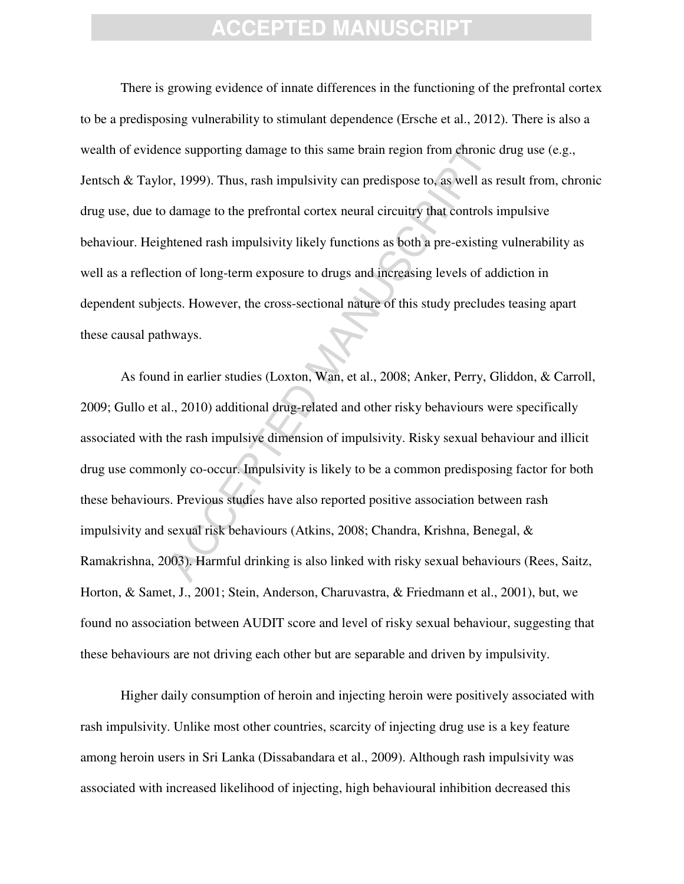There is growing evidence of innate differences in the functioning of the prefrontal cortex to be a predisposing vulnerability to stimulant dependence (Ersche et al., 2012). There is also a wealth of evidence supporting damage to this same brain region from chronic drug use (e.g., Jentsch & Taylor, 1999). Thus, rash impulsivity can predispose to, as well as result from, chronic drug use, due to damage to the prefrontal cortex neural circuitry that controls impulsive behaviour. Heightened rash impulsivity likely functions as both a pre-existing vulnerability as well as a reflection of long-term exposure to drugs and increasing levels of addiction in dependent subjects. However, the cross-sectional nature of this study precludes teasing apart these causal pathways.

As found in earlier studies (Loxton, Wan, et al., 2008; Anker, Perry, Gliddon, & Carroll, 2009; Gullo et al., 2010) additional drug-related and other risky behaviours were specifically associated with the rash impulsive dimension of impulsivity. Risky sexual behaviour and illicit drug use commonly co-occur. Impulsivity is likely to be a common predisposing factor for both these behaviours. Previous studies have also reported positive association between rash impulsivity and sexual risk behaviours (Atkins, 2008; Chandra, Krishna, Benegal, & Ramakrishna, 2003). Harmful drinking is also linked with risky sexual behaviours (Rees, Saitz, Horton, & Samet, J., 2001; Stein, Anderson, Charuvastra, & Friedmann et al., 2001), but, we found no association between AUDIT score and level of risky sexual behaviour, suggesting that these behaviours are not driving each other but are separable and driven by impulsivity.

Higher daily consumption of heroin and injecting heroin were positively associated with rash impulsivity. Unlike most other countries, scarcity of injecting drug use is a key feature among heroin users in Sri Lanka (Dissabandara et al., 2009). Although rash impulsivity was associated with increased likelihood of injecting, high behavioural inhibition decreased this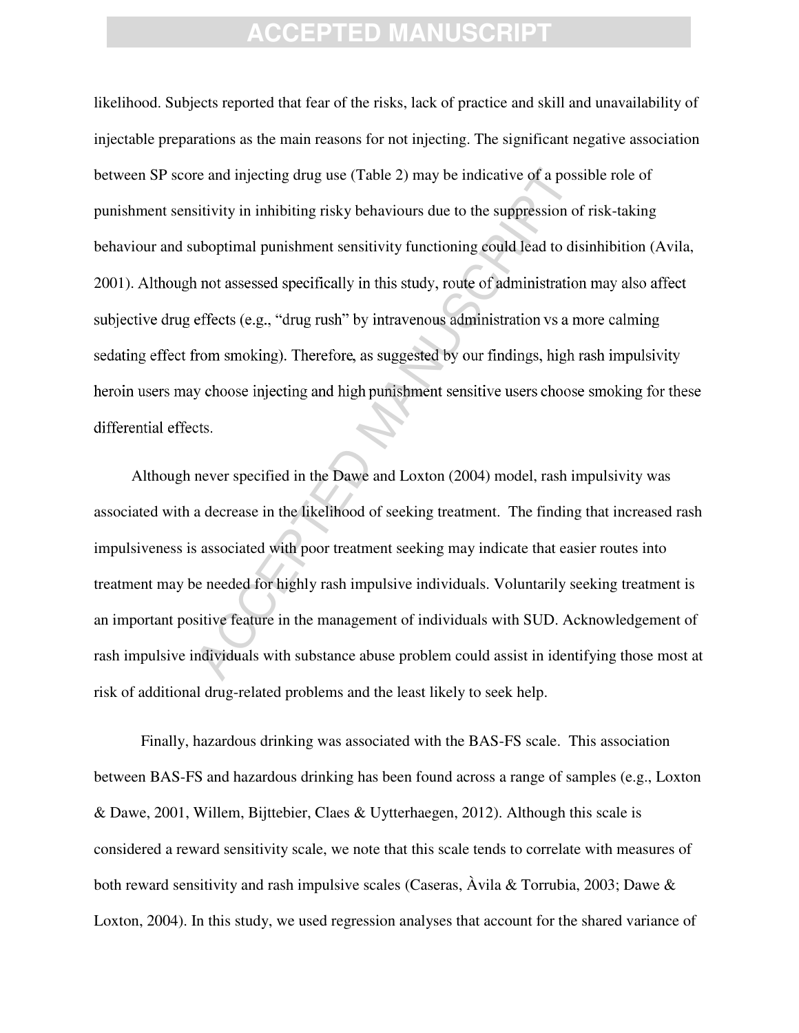likelihood. Subjects reported that fear of the risks, lack of practice and skill and unavailability of injectable preparations as the main reasons for not injecting. The significant negative association between SP score and injecting drug use (Table 2) may be indicative of a possible role of punishment sensitivity in inhibiting risky behaviours due to the suppression of risk-taking behaviour and suboptimal punishment sensitivity functioning could lead to disinhibition (Avila, 2001). Although not assessed specifically in this study, route of administration may also affect subjective drug effects (e.g., "drug rush" by intravenous administration vs a more calming sedating effect from smoking). Therefore, as suggested by our findings, high rash impulsivity heroin users may choose injecting and high punishment sensitive users choose smoking for these differential effects.

Although never specified in the Dawe and Loxton (2004) model, rash impulsivity was associated with a decrease in the likelihood of seeking treatment. The finding that increased rash impulsiveness is associated with poor treatment seeking may indicate that easier routes into treatment may be needed for highly rash impulsive individuals. Voluntarily seeking treatment is an important positive feature in the management of individuals with SUD. Acknowledgement of rash impulsive individuals with substance abuse problem could assist in identifying those most at risk of additional drug-related problems and the least likely to seek help.

Finally, hazardous drinking was associated with the BAS-FS scale. This association between BAS-FS and hazardous drinking has been found across a range of samples (e.g., Loxton & Dawe, 2001, Willem, Bijttebier, Claes & Uytterhaegen, 2012). Although this scale is considered a reward sensitivity scale, we note that this scale tends to correlate with measures of both reward sensitivity and rash impulsive scales (Caseras, Àvila & Torrubia, 2003; Dawe & Loxton, 2004). In this study, we used regression analyses that account for the shared variance of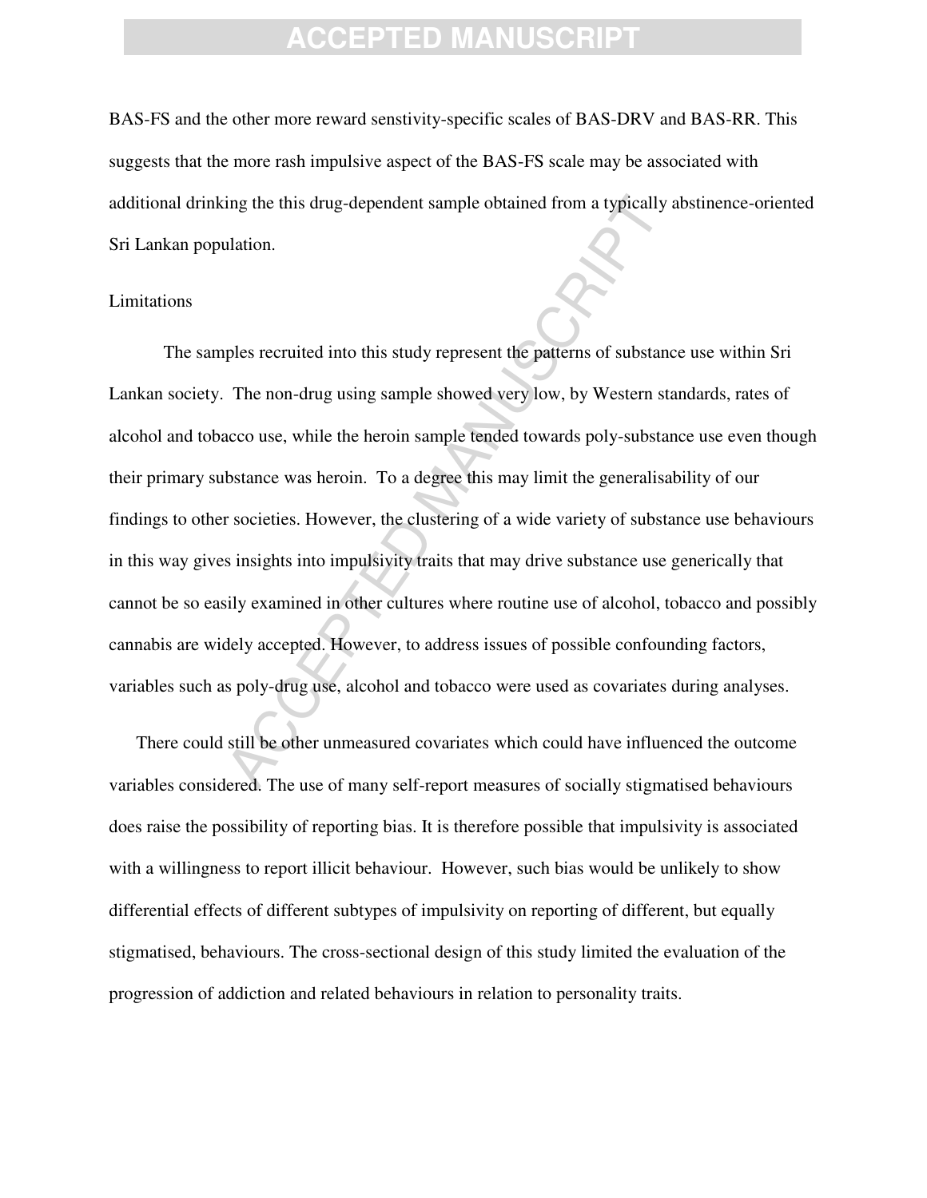BAS-FS and the other more reward senstivity-specific scales of BAS-DRV and BAS-RR. This suggests that the more rash impulsive aspect of the BAS-FS scale may be associated with additional drinking the this drug-dependent sample obtained from a typically abstinence-oriented Sri Lankan population.

## Limitations

The samples recruited into this study represent the patterns of substance use within Sri Lankan society. The non-drug using sample showed very low, by Western standards, rates of alcohol and tobacco use, while the heroin sample tended towards poly-substance use even though their primary substance was heroin. To a degree this may limit the generalisability of our findings to other societies. However, the clustering of a wide variety of substance use behaviours in this way gives insights into impulsivity traits that may drive substance use generically that cannot be so easily examined in other cultures where routine use of alcohol, tobacco and possibly cannabis are widely accepted. However, to address issues of possible confounding factors, variables such as poly-drug use, alcohol and tobacco were used as covariates during analyses.

There could still be other unmeasured covariates which could have influenced the outcome variables considered. The use of many self-report measures of socially stigmatised behaviours does raise the possibility of reporting bias. It is therefore possible that impulsivity is associated with a willingness to report illicit behaviour. However, such bias would be unlikely to show differential effects of different subtypes of impulsivity on reporting of different, but equally stigmatised, behaviours. The cross-sectional design of this study limited the evaluation of the progression of addiction and related behaviours in relation to personality traits.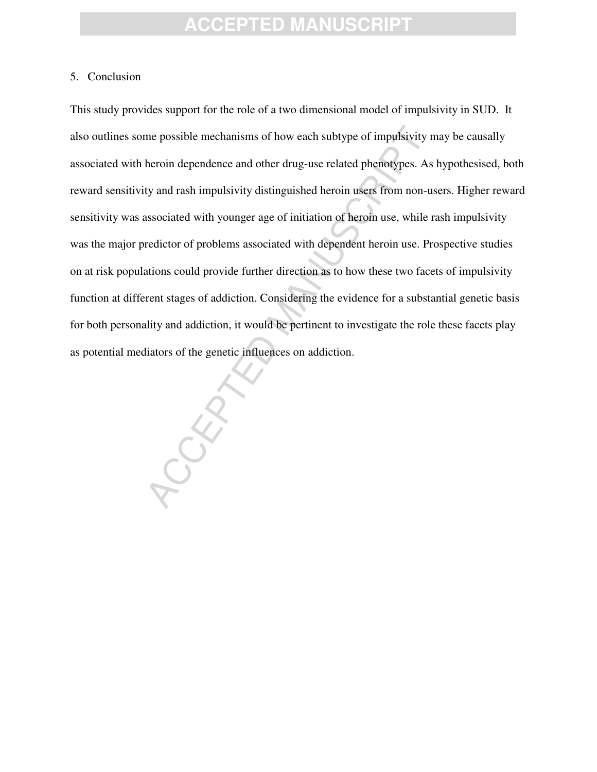## 5. Conclusion

This study provides support for the role of a two dimensional model of impulsivity in SUD. It also outlines some possible mechanisms of how each subtype of impulsivity may be causally associated with heroin dependence and other drug-use related phenotypes. As hypothesised, both reward sensitivity and rash impulsivity distinguished heroin users from non-users. Higher reward sensitivity was associated with younger age of initiation of heroin use, while rash impulsivity was the major predictor of problems associated with dependent heroin use. Prospective studies on at risk populations could provide further direction as to how these two facets of impulsivity function at different stages of addiction. Considering the evidence for a substantial genetic basis for both personality and addiction, it would be pertinent to investigate the role these facets play as potential mediators of the genetic influences on addiction.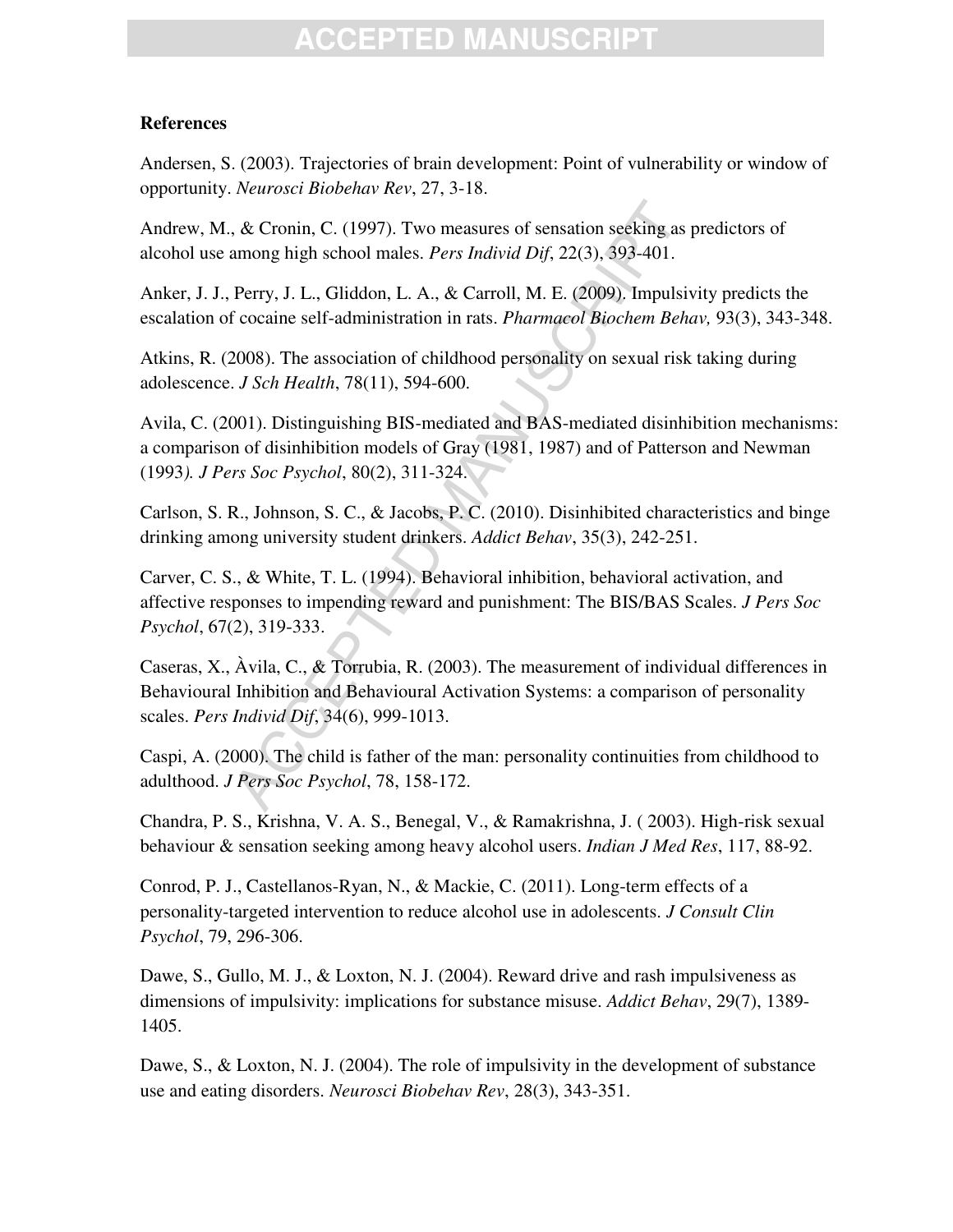**References**

Andersen, S. (2003). Trajectories of brain development: Point of vulnerability or window of opportunity. *Neurosci Biobehav Rev*, 27, 3-18.

Andrew, M., & Cronin, C. (1997). Two measures of sensation seeking as predictors of alcohol use among high school males. *Pers Individ Dif*, 22(3), 393-401.

Anker, J. J., Perry, J. L., Gliddon, L. A., & Carroll, M. E. (2009). Impulsivity predicts the escalation of cocaine self-administration in rats. *Pharmacol Biochem Behav,* 93(3), 343-348.

Atkins, R. (2008). The association of childhood personality on sexual risk taking during adolescence. *J Sch Health*, 78(11), 594-600.

Avila, C. (2001). Distinguishing BIS-mediated and BAS-mediated disinhibition mechanisms: a comparison of disinhibition models of Gray (1981, 1987) and of Patterson and Newman (1993*). J Pers Soc Psychol*, 80(2), 311-324.

Carlson, S. R., Johnson, S. C., & Jacobs, P. C. (2010). Disinhibited characteristics and binge drinking among university student drinkers. *Addict Behav*, 35(3), 242-251.

Carver, C. S., & White, T. L. (1994). Behavioral inhibition, behavioral activation, and affective responses to impending reward and punishment: The BIS/BAS Scales. *J Pers Soc Psychol*, 67(2), 319-333.

Caseras, X., Àvila, C., & Torrubia, R. (2003). The measurement of individual differences in Behavioural Inhibition and Behavioural Activation Systems: a comparison of personality scales. *Pers Individ Dif*, 34(6), 999-1013.

Caspi, A. (2000). The child is father of the man: personality continuities from childhood to adulthood. *J Pers Soc Psychol*, 78, 158-172.

Chandra, P. S., Krishna, V. A. S., Benegal, V., & Ramakrishna, J. ( 2003). High-risk sexual behaviour & sensation seeking among heavy alcohol users. *Indian J Med Res*, 117, 88-92.

Conrod, P. J., Castellanos-Ryan, N., & Mackie, C. (2011). Long-term effects of a personality-targeted intervention to reduce alcohol use in adolescents. *J Consult Clin Psychol*, 79, 296-306.

Dawe, S., Gullo, M. J., & Loxton, N. J. (2004). Reward drive and rash impulsiveness as dimensions of impulsivity: implications for substance misuse. *Addict Behav*, 29(7), 1389-1405.

Dawe, S., & Loxton, N. J. (2004). The role of impulsivity in the development of substance use and eating disorders. *Neurosci Biobehav Rev*, 28(3), 343-351.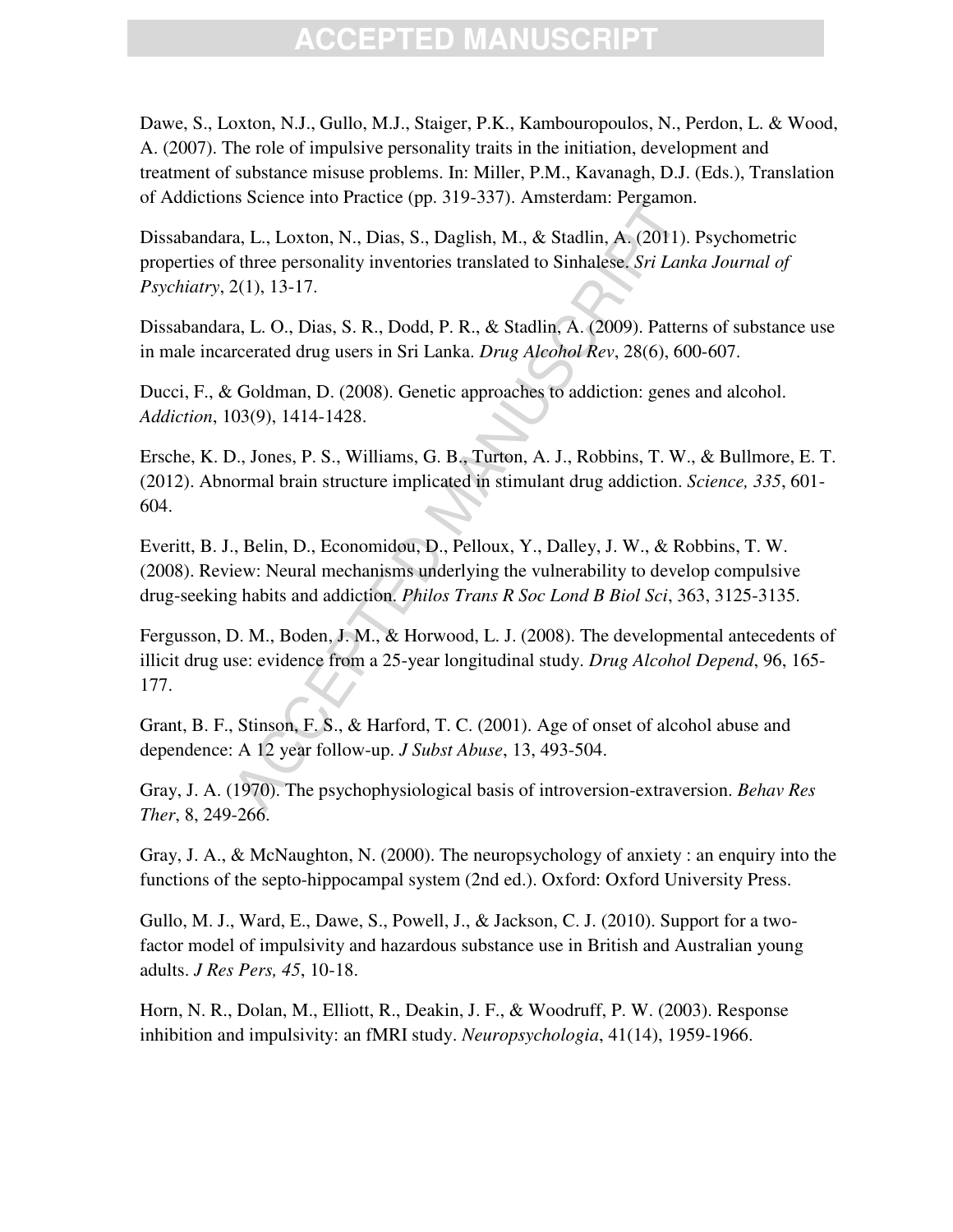Dawe, S., Loxton, N.J., Gullo, M.J., Staiger, P.K., Kambouropoulos, N., Perdon, L. & Wood, A. (2007). The role of impulsive personality traits in the initiation, development and treatment of substance misuse problems. In: Miller, P.M., Kavanagh, D.J. (Eds.), Translation of Addictions Science into Practice (pp. 319-337). Amsterdam: Pergamon.

Dissabandara, L., Loxton, N., Dias, S., Daglish, M., & Stadlin, A. (2011). Psychometric properties of three personality inventories translated to Sinhalese. *Sri Lanka Journal of Psychiatry*, 2(1), 13-17.

Dissabandara, L. O., Dias, S. R., Dodd, P. R., & Stadlin, A. (2009). Patterns of substance use in male incarcerated drug users in Sri Lanka. *Drug Alcohol Rev*, 28(6), 600-607.

Ducci, F., & Goldman, D. (2008). Genetic approaches to addiction: genes and alcohol. *Addiction*, 103(9), 1414-1428.

Ersche, K. D., Jones, P. S., Williams, G. B., Turton, A. J., Robbins, T. W., & Bullmore, E. T. (2012). Abnormal brain structure implicated in stimulant drug addiction. *Science, 335*, 601-604.

Everitt, B. J., Belin, D., Economidou, D., Pelloux, Y., Dalley, J. W., & Robbins, T. W. (2008). Review: Neural mechanisms underlying the vulnerability to develop compulsive drug-seeking habits and addiction. *Philos Trans R Soc Lond B Biol Sci*, 363, 3125-3135.

Fergusson, D. M., Boden, J. M., & Horwood, L. J. (2008). The developmental antecedents of illicit drug use: evidence from a 25-year longitudinal study. *Drug Alcohol Depend*, 96, 165-177.

Grant, B. F., Stinson, F. S., & Harford, T. C. (2001). Age of onset of alcohol abuse and dependence: A 12 year follow-up. *J Subst Abuse*, 13, 493-504.

Gray, J. A. (1970). The psychophysiological basis of introversion-extraversion. *Behav Res Ther*, 8, 249-266.

Gray, J. A., & McNaughton, N. (2000). The neuropsychology of anxiety : an enquiry into the functions of the septo-hippocampal system (2nd ed.). Oxford: Oxford University Press.

Gullo, M. J., Ward, E., Dawe, S., Powell, J., & Jackson, C. J. (2010). Support for a two-factor model of impulsivity and hazardous substance use in British and Australian young adults. *J Res Pers, 45*, 10-18.

Horn, N. R., Dolan, M., Elliott, R., Deakin, J. F., & Woodruff, P. W. (2003). Response inhibition and impulsivity: an fMRI study. *Neuropsychologia*, 41(14), 1959-1966.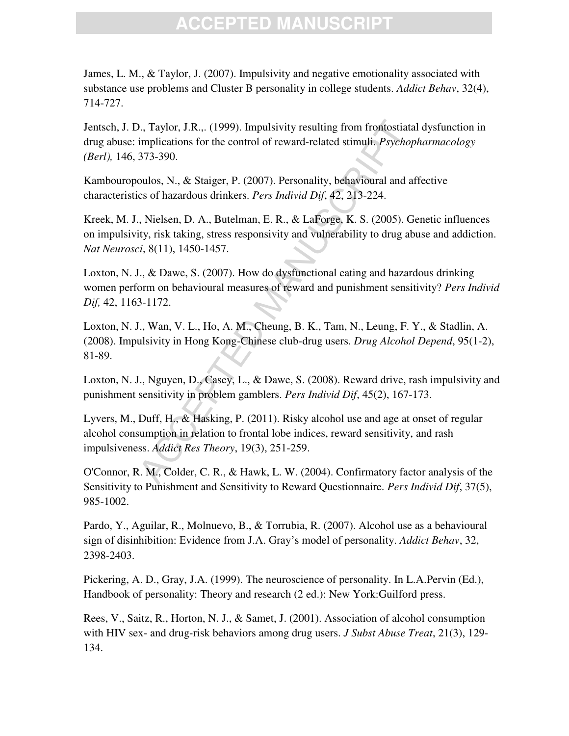James, L. M., & Taylor, J. (2007). Impulsivity and negative emotionality associated with substance use problems and Cluster B personality in college students. *Addict Behav*, 32(4), 714-727.

Jentsch, J. D., Taylor, J.R.,. (1999). Impulsivity resulting from frontostiatal dysfunction in drug abuse: implications for the control of reward-related stimuli. *Psychopharmacology (Berl),* 146, 373-390.

Kambouropoulos, N., & Staiger, P. (2007). Personality, behavioural and affective characteristics of hazardous drinkers. *Pers Individ Dif*, 42, 213-224.

Kreek, M. J., Nielsen, D. A., Butelman, E. R., & LaForge, K. S. (2005). Genetic influences on impulsivity, risk taking, stress responsivity and vulnerability to drug abuse and addiction. *Nat Neurosci*, 8(11), 1450-1457.

Loxton, N. J., & Dawe, S. (2007). How do dysfunctional eating and hazardous drinking women perform on behavioural measures of reward and punishment sensitivity? *Pers Individ Dif,* 42, 1163-1172.

Loxton, N. J., Wan, V. L., Ho, A. M., Cheung, B. K., Tam, N., Leung, F. Y., & Stadlin, A. (2008). Impulsivity in Hong Kong-Chinese club-drug users. *Drug Alcohol Depend*, 95(1-2), 81-89.

Loxton, N. J., Nguyen, D., Casey, L., & Dawe, S. (2008). Reward drive, rash impulsivity and punishment sensitivity in problem gamblers. *Pers Individ Dif*, 45(2), 167-173.

Lyvers, M., Duff, H., & Hasking, P. (2011). Risky alcohol use and age at onset of regular alcohol consumption in relation to frontal lobe indices, reward sensitivity, and rash impulsiveness. *Addict Res Theory*, 19(3), 251-259.

O'Connor, R. M., Colder, C. R., & Hawk, L. W. (2004). Confirmatory factor analysis of the Sensitivity to Punishment and Sensitivity to Reward Questionnaire. *Pers Individ Dif*, 37(5), 985-1002.

Pardo, Y., Aguilar, R., Molnuevo, B., & Torrubia, R. (2007). Alcohol use as a behavioural sign of disinhibition: Evidence from J.A. Gray's model of personality. *Addict Behav*, 32, 2398-2403.

Pickering, A. D., Gray, J.A. (1999). The neuroscience of personality. In L.A.Pervin (Ed.), Handbook of personality: Theory and research (2 ed.): New York:Guilford press.

Rees, V., Saitz, R., Horton, N. J., & Samet, J. (2001). Association of alcohol consumption with HIV sex- and drug-risk behaviors among drug users. *J Subst Abuse Treat*, 21(3), 129-134.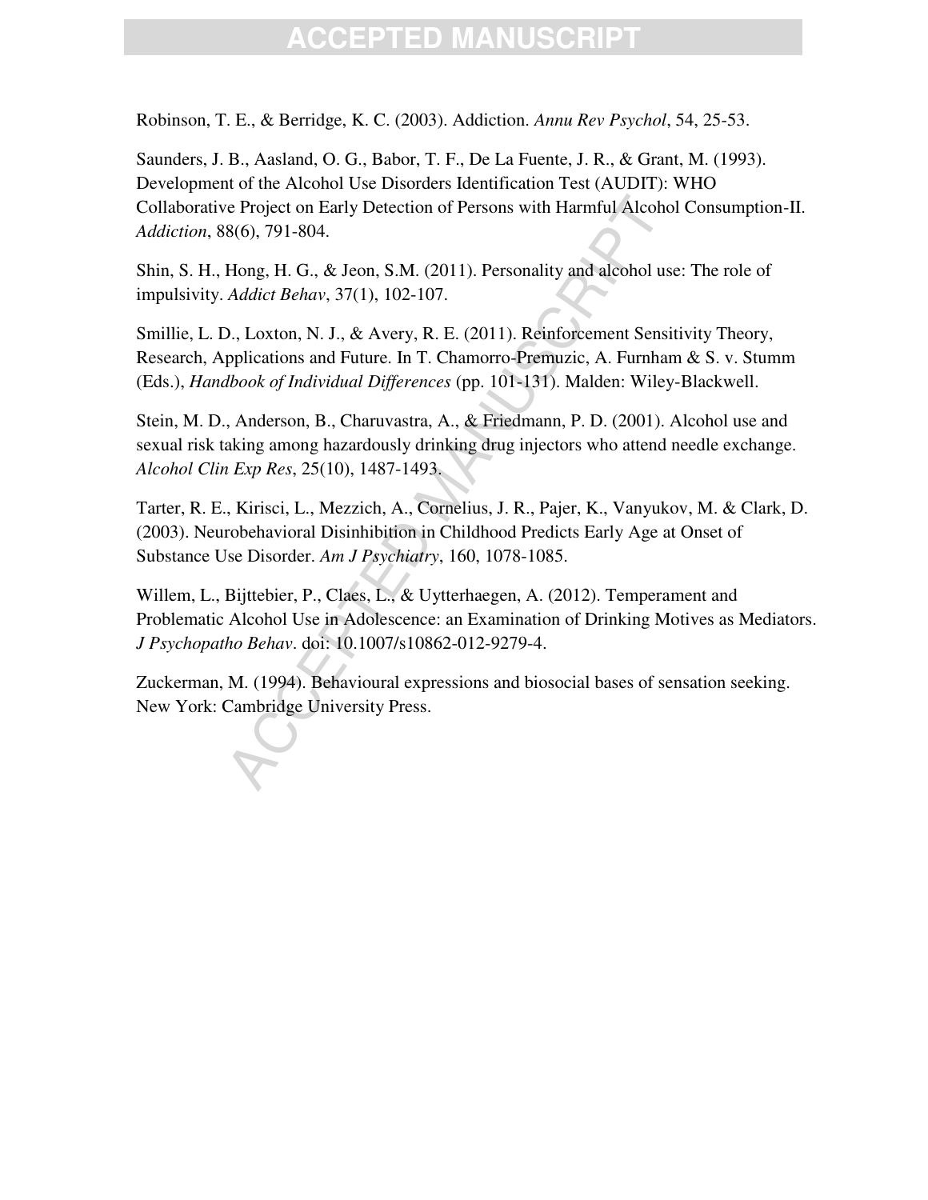Robinson, T. E., & Berridge, K. C. (2003). Addiction. *Annu Rev Psychol*, 54, 25-53.

Saunders, J. B., Aasland, O. G., Babor, T. F., De La Fuente, J. R., & Grant, M. (1993). Development of the Alcohol Use Disorders Identification Test (AUDIT): WHO Collaborative Project on Early Detection of Persons with Harmful Alcohol Consumption-II. *Addiction*, 88(6), 791-804.

Shin, S. H., Hong, H. G., & Jeon, S.M. (2011). Personality and alcohol use: The role of impulsivity. *Addict Behav*, 37(1), 102-107.

Smillie, L. D., Loxton, N. J., & Avery, R. E. (2011). Reinforcement Sensitivity Theory, Research, Applications and Future. In T. Chamorro-Premuzic, A. Furnham & S. v. Stumm (Eds.), *Handbook of Individual Differences* (pp. 101-131). Malden: Wiley-Blackwell.

Stein, M. D., Anderson, B., Charuvastra, A., & Friedmann, P. D. (2001). Alcohol use and sexual risk taking among hazardously drinking drug injectors who attend needle exchange. *Alcohol Clin Exp Res*, 25(10), 1487-1493.

Tarter, R. E., Kirisci, L., Mezzich, A., Cornelius, J. R., Pajer, K., Vanyukov, M. & Clark, D. (2003). Neurobehavioral Disinhibition in Childhood Predicts Early Age at Onset of Substance Use Disorder. *Am J Psychiatry*, 160, 1078-1085.

Willem, L., Bijttebier, P., Claes, L., & Uytterhaegen, A. (2012). Temperament and Problematic Alcohol Use in Adolescence: an Examination of Drinking Motives as Mediators. *J Psychopatho Behav*. doi: 10.1007/s10862-012-9279-4.

Zuckerman, M. (1994). Behavioural expressions and biosocial bases of sensation seeking. New York: Cambridge University Press.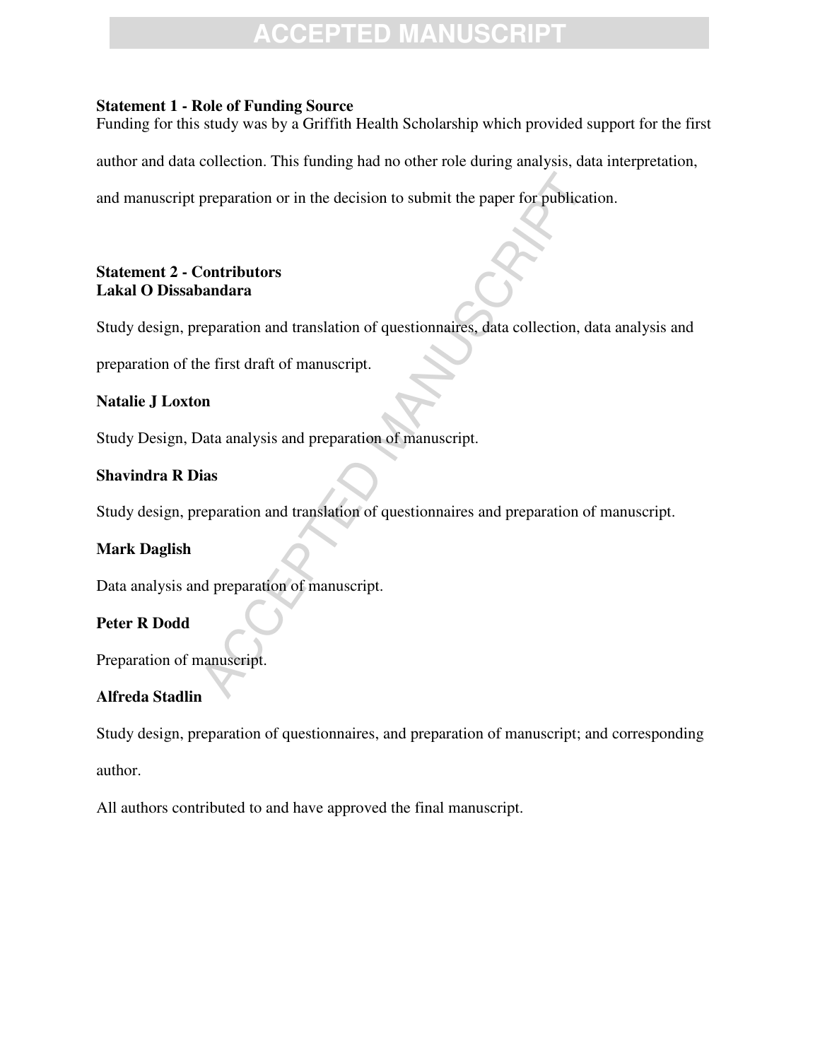**Statement 1 - Role of Funding Source**

Funding for this study was by a Griffith Health Scholarship which provided support for the first author and data collection. This funding had no other role during analysis, data interpretation, and manuscript preparation or in the decision to submit the paper for publication.

**Statement 2 - Contributors**

**Lakal O Dissabandara**

Study design, preparation and translation of questionnaires, data collection, data analysis and preparation of the first draft of manuscript.

**Natalie J Loxton**

Study Design, Data analysis and preparation of manuscript.

**Shavindra R Dias**

Study design, preparation and translation of questionnaires and preparation of manuscript.

**Mark Daglish**

Data analysis and preparation of manuscript.

**Peter R Dodd**

Preparation of manuscript.

**Alfreda Stadlin**

Study design, preparation of questionnaires, and preparation of manuscript; and corresponding author.

All authors contributed to and have approved the final manuscript.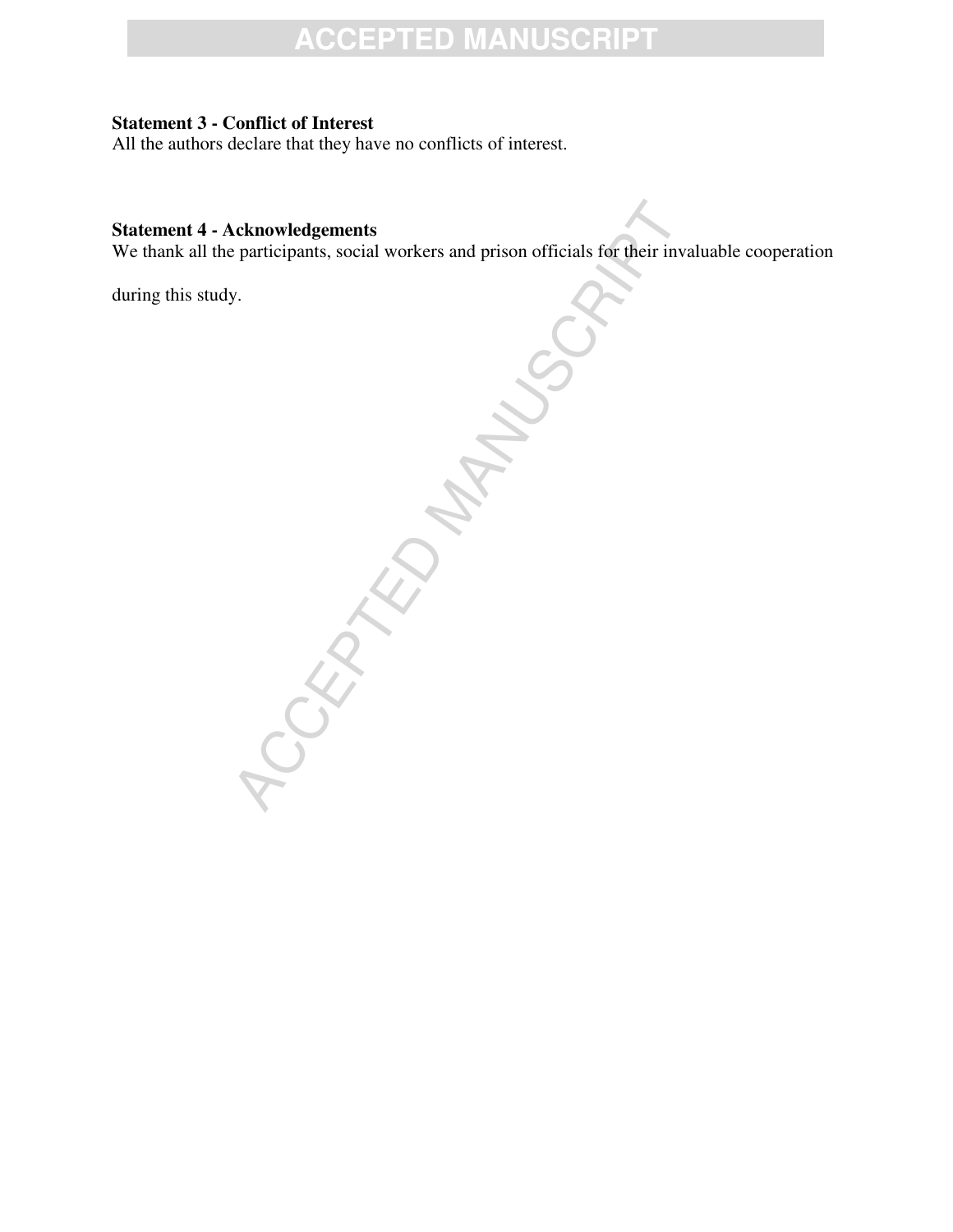**Statement 3 - Conflict of Interest**

All the authors declare that they have no conflicts of interest.

**Statement 4 - Acknowledgements**

We thank all the participants, social workers and prison officials for their invaluable cooperation during this study.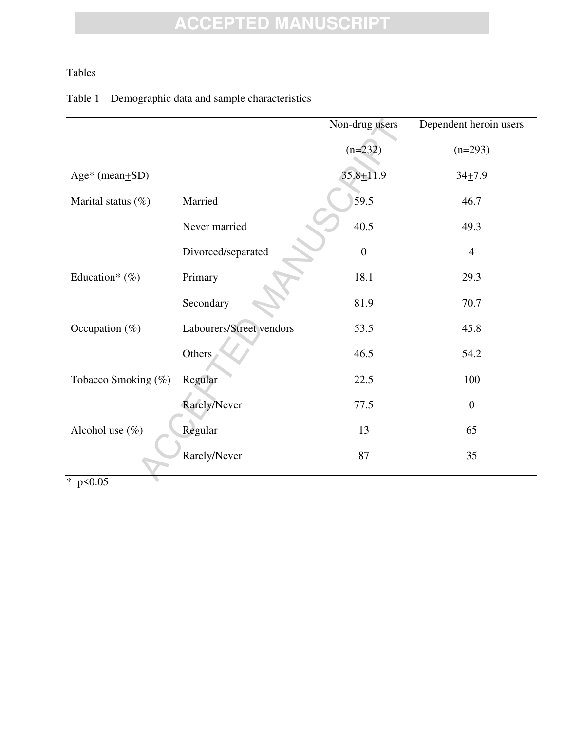Tables

Table 1 – Demographic data and sample characteristics

| | | Non-drug users (n=232) | Dependent heroin users (n=293) |
|---|---|---|---|
| Age* (mean±SD) | | 35.8±11.9 | 34±7.9 |
| Marital status (%) | Married | 59.5 | 46.7 |
| | Never married | 40.5 | 49.3 |
| | Divorced/separated | 0 | 4 |
| Education* (%) | Primary | 18.1 | 29.3 |
| | Secondary | 81.9 | 70.7 |
| Occupation (%) | Labourers/Street vendors | 53.5 | 45.8 |
| | Others | 46.5 | 54.2 |
| Tobacco Smoking (%) | Regular | 22.5 | 100 |
| | Rarely/Never | 77.5 | 0 |
| Alcohol use (%) | Regular | 13 | 65 |
| | Rarely/Never | 87 | 35 |

* $p<0.05$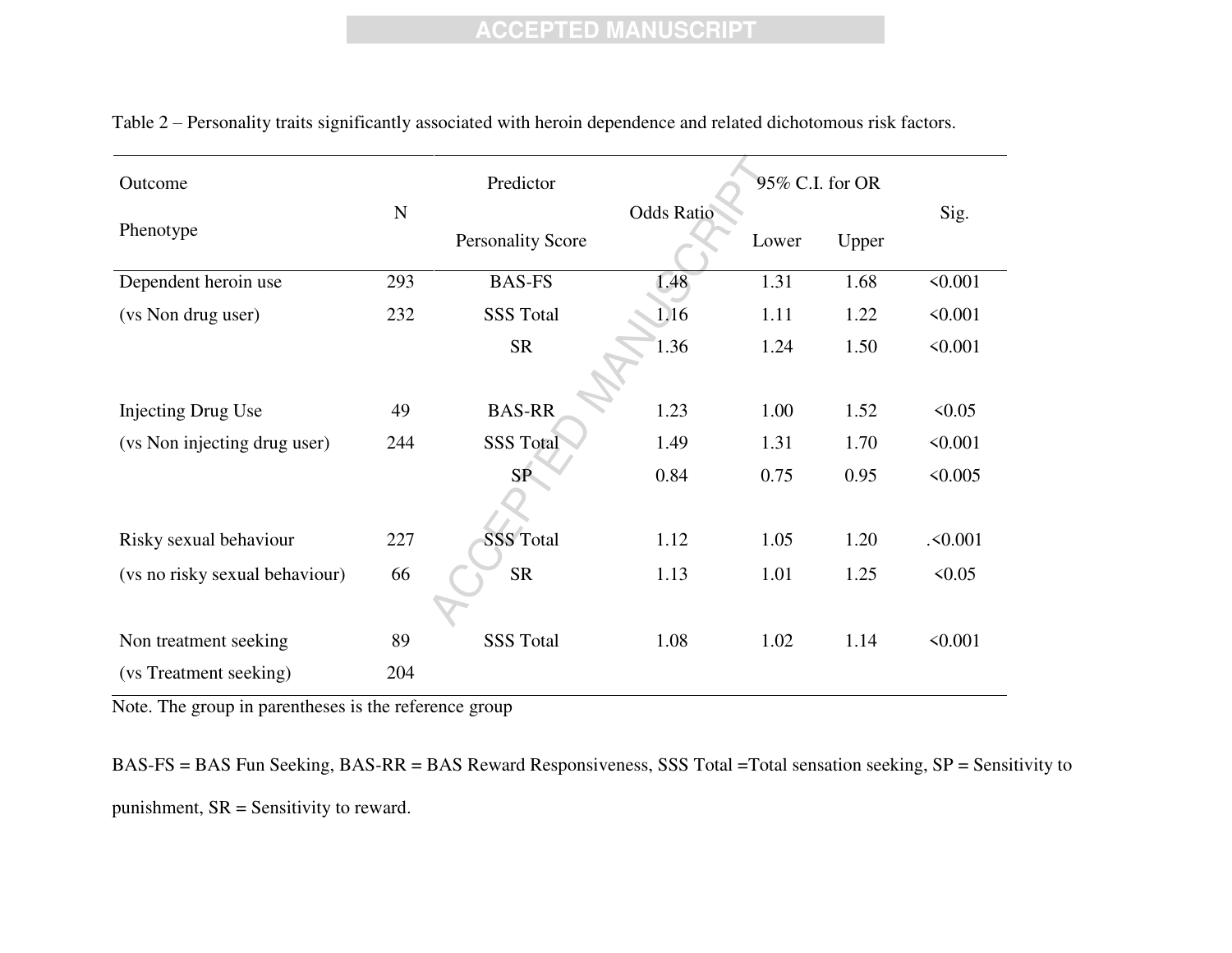Table 2 – Personality traits significantly associated with heroin dependence and related dichotomous risk factors.

| Outcome Phenotype | N | Predictor Personality Score | Odds Ratio | 95% C.I. for OR Lower | 95% C.I. for OR Upper | Sig. |
|---|---|---|---|---|---|---|
| Dependent heroin use | 293 | BAS-FS | 1.48 | 1.31 | 1.68 | <0.001 |
| (vs Non drug user) | 232 | SSS Total | 1.16 | 1.11 | 1.22 | <0.001 |
| | | SR | 1.36 | 1.24 | 1.50 | <0.001 |
| Injecting Drug Use | 49 | BAS-RR | 1.23 | 1.00 | 1.52 | <0.05 |
| (vs Non injecting drug user) | 244 | SSS Total | 1.49 | 1.31 | 1.70 | <0.001 |
| | | SP | 0.84 | 0.75 | 0.95 | <0.005 |
| Risky sexual behaviour | 227 | SSS Total | 1.12 | 1.05 | 1.20 | .<0.001 |
| (vs no risky sexual behaviour) | 66 | SR | 1.13 | 1.01 | 1.25 | <0.05 |
| Non treatment seeking | 89 | SSS Total | 1.08 | 1.02 | 1.14 | <0.001 |
| (vs Treatment seeking) | 204 | | | | | |

Note. The group in parentheses is the reference group

BAS-FS = BAS Fun Seeking, BAS-RR = BAS Reward Responsiveness, SSS Total =Total sensation seeking, SP = Sensitivity to punishment, SR = Sensitivity to reward.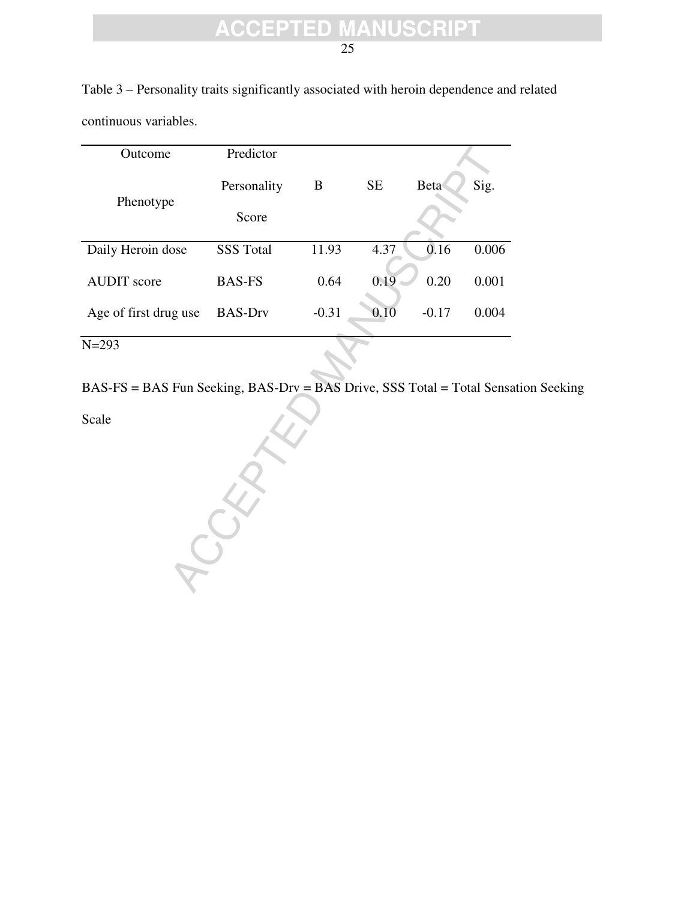Table 3 – Personality traits significantly associated with heroin dependence and related continuous variables.

| Outcome Phenotype | Predictor Personality Score | B | SE | Beta | Sig. |
|---|---|---|---|---|---|
| Daily Heroin dose | SSS Total | 11.93 | 4.37 | 0.16 | 0.006 |
| AUDIT score | BAS-FS | 0.64 | 0.19 | 0.20 | 0.001 |
| Age of first drug use | BAS-Drv | -0.31 | 0.10 | -0.17 | 0.004 |

N=293

BAS-FS = BAS Fun Seeking, BAS-Drv = BAS Drive, SSS Total = Total Sensation Seeking Scale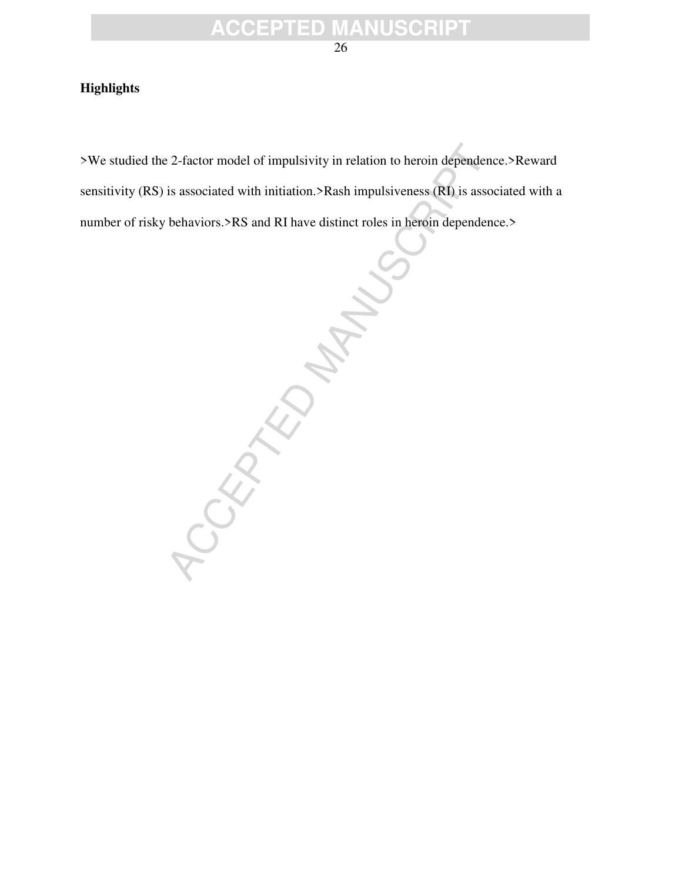**Highlights**

>We studied the 2-factor model of impulsivity in relation to heroin dependence.>Reward sensitivity (RS) is associated with initiation.>Rash impulsiveness (RI) is associated with a number of risky behaviors.>RS and RI have distinct roles in heroin dependence.>